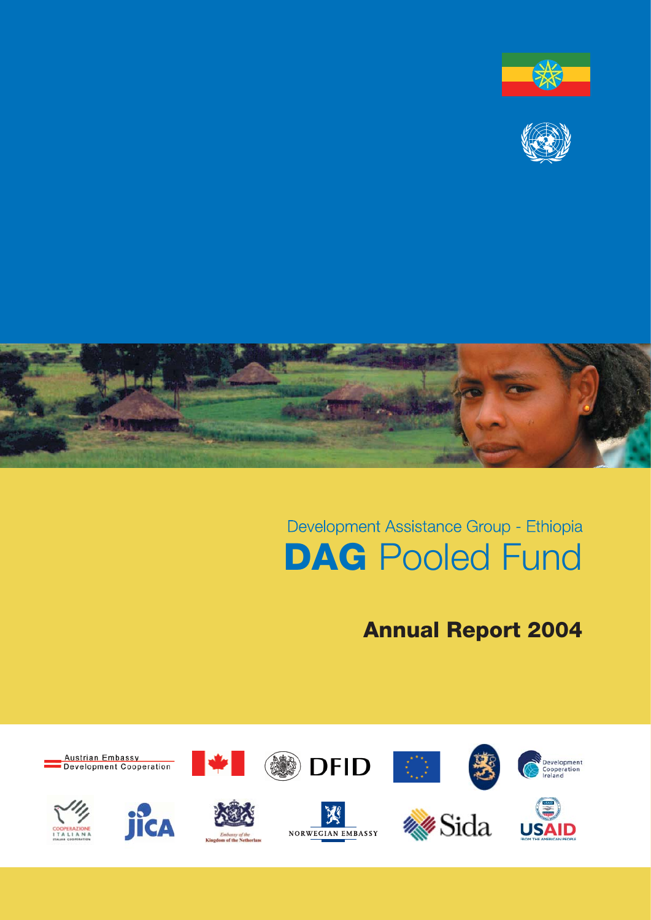Development Assistance Group - Ethiopia

# DAG Pooled Fund

## Annual Report 2004

Austrian Embassy Development Cooperation

DFID

Development Cooperation Ireland

COOPERAZIONE ITALIANA ITALIAN COOPERATION

JICA

Embassy of the Kingdom of the Netherlands

NORWEGIAN EMBASSY

Sida

USAID FROM THE AMERICAN PEOPLE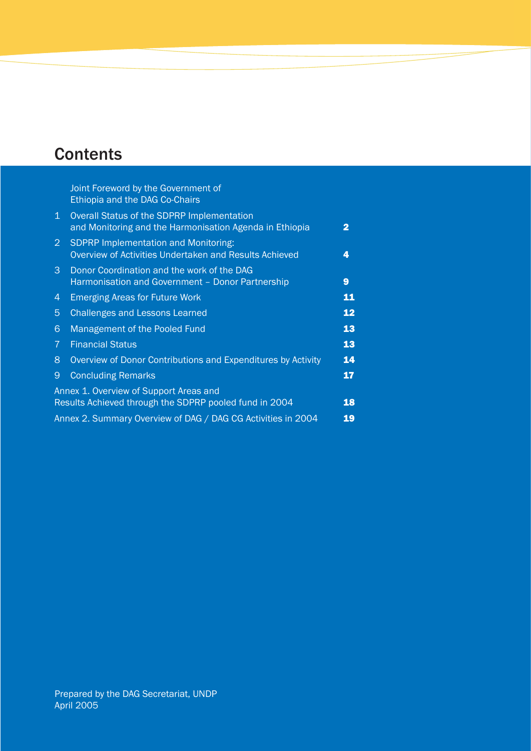# Contents

| | | |
|---|---|---|
| | Joint Foreword by the Government of Ethiopia and the DAG Co-Chairs | |
| 1 | Overall Status of the SDPRP Implementation and Monitoring and the Harmonisation Agenda in Ethiopia | **2** |
| 2 | SDPRP Implementation and Monitoring: Overview of Activities Undertaken and Results Achieved | **4** |
| 3 | Donor Coordination and the work of the DAG Harmonisation and Government – Donor Partnership | **9** |
| 4 | Emerging Areas for Future Work | **11** |
| 5 | Challenges and Lessons Learned | **12** |
| 6 | Management of the Pooled Fund | **13** |
| 7 | Financial Status | **13** |
| 8 | Overview of Donor Contributions and Expenditures by Activity | **14** |
| 9 | Concluding Remarks | **17** |
| Annex 1. Overview of Support Areas and Results Achieved through the SDPRP pooled fund in 2004 | | **18** |
| Annex 2. Summary Overview of DAG / DAG CG Activities in 2004 | | **19** |

Prepared by the DAG Secretariat, UNDP
April 2005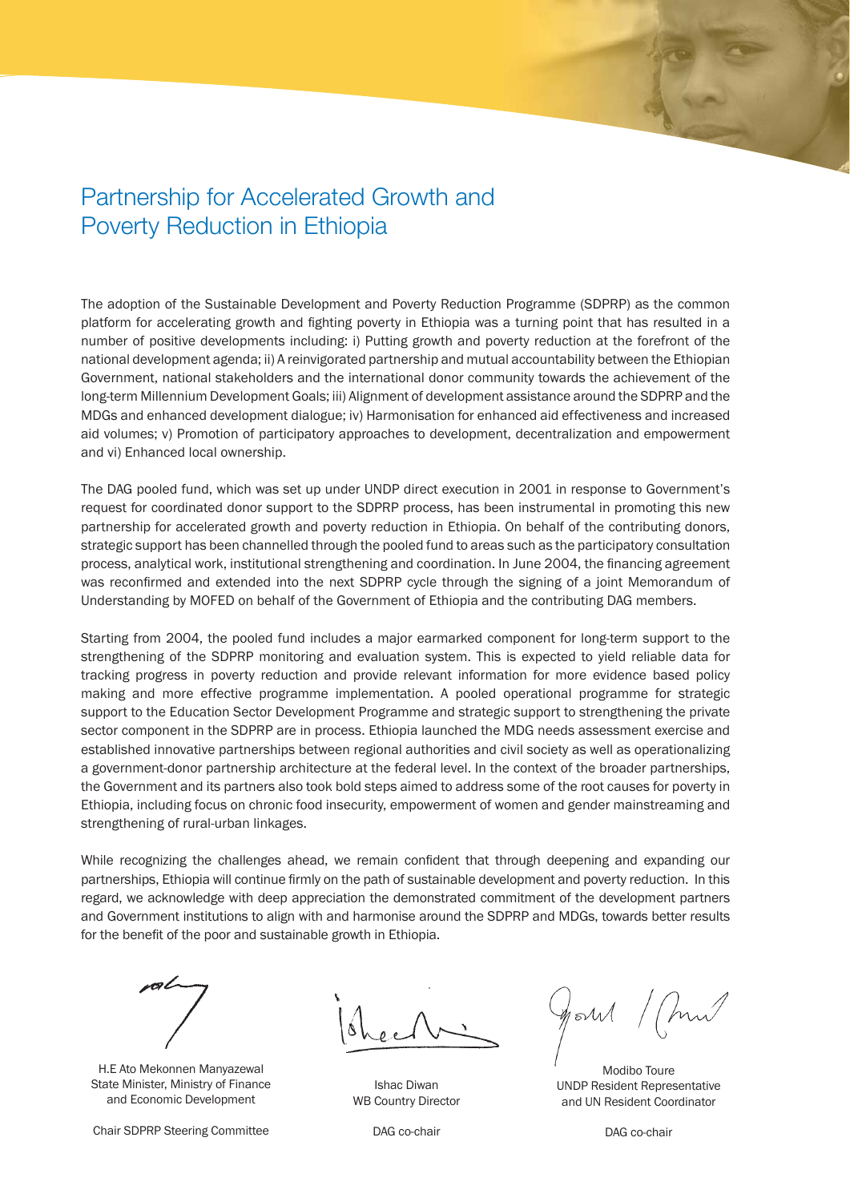# Partnership for Accelerated Growth and Poverty Reduction in Ethiopia

The adoption of the Sustainable Development and Poverty Reduction Programme (SDPRP) as the common platform for accelerating growth and fighting poverty in Ethiopia was a turning point that has resulted in a number of positive developments including: i) Putting growth and poverty reduction at the forefront of the national development agenda; ii) A reinvigorated partnership and mutual accountability between the Ethiopian Government, national stakeholders and the international donor community towards the achievement of the long-term Millennium Development Goals; iii) Alignment of development assistance around the SDPRP and the MDGs and enhanced development dialogue; iv) Harmonisation for enhanced aid effectiveness and increased aid volumes; v) Promotion of participatory approaches to development, decentralization and empowerment and vi) Enhanced local ownership.

The DAG pooled fund, which was set up under UNDP direct execution in 2001 in response to Government's request for coordinated donor support to the SDPRP process, has been instrumental in promoting this new partnership for accelerated growth and poverty reduction in Ethiopia. On behalf of the contributing donors, strategic support has been channelled through the pooled fund to areas such as the participatory consultation process, analytical work, institutional strengthening and coordination. In June 2004, the financing agreement was reconfirmed and extended into the next SDPRP cycle through the signing of a joint Memorandum of Understanding by MOFED on behalf of the Government of Ethiopia and the contributing DAG members.

Starting from 2004, the pooled fund includes a major earmarked component for long-term support to the strengthening of the SDPRP monitoring and evaluation system. This is expected to yield reliable data for tracking progress in poverty reduction and provide relevant information for more evidence based policy making and more effective programme implementation. A pooled operational programme for strategic support to the Education Sector Development Programme and strategic support to strengthening the private sector component in the SDPRP are in process. Ethiopia launched the MDG needs assessment exercise and established innovative partnerships between regional authorities and civil society as well as operationalizing a government-donor partnership architecture at the federal level. In the context of the broader partnerships, the Government and its partners also took bold steps aimed to address some of the root causes for poverty in Ethiopia, including focus on chronic food insecurity, empowerment of women and gender mainstreaming and strengthening of rural-urban linkages.

While recognizing the challenges ahead, we remain confident that through deepening and expanding our partnerships, Ethiopia will continue firmly on the path of sustainable development and poverty reduction. In this regard, we acknowledge with deep appreciation the demonstrated commitment of the development partners and Government institutions to align with and harmonise around the SDPRP and MDGs, towards better results for the benefit of the poor and sustainable growth in Ethiopia.

| | | |
|---|---|---|
| H.E Ato Mekonnen Manyazewal<br>State Minister, Ministry of Finance and Economic Development<br><br>Chair SDPRP Steering Committee | Ishac Diwan<br>WB Country Director<br><br>DAG co-chair | Modibo Toure<br>UNDP Resident Representative and UN Resident Coordinator<br><br>DAG co-chair |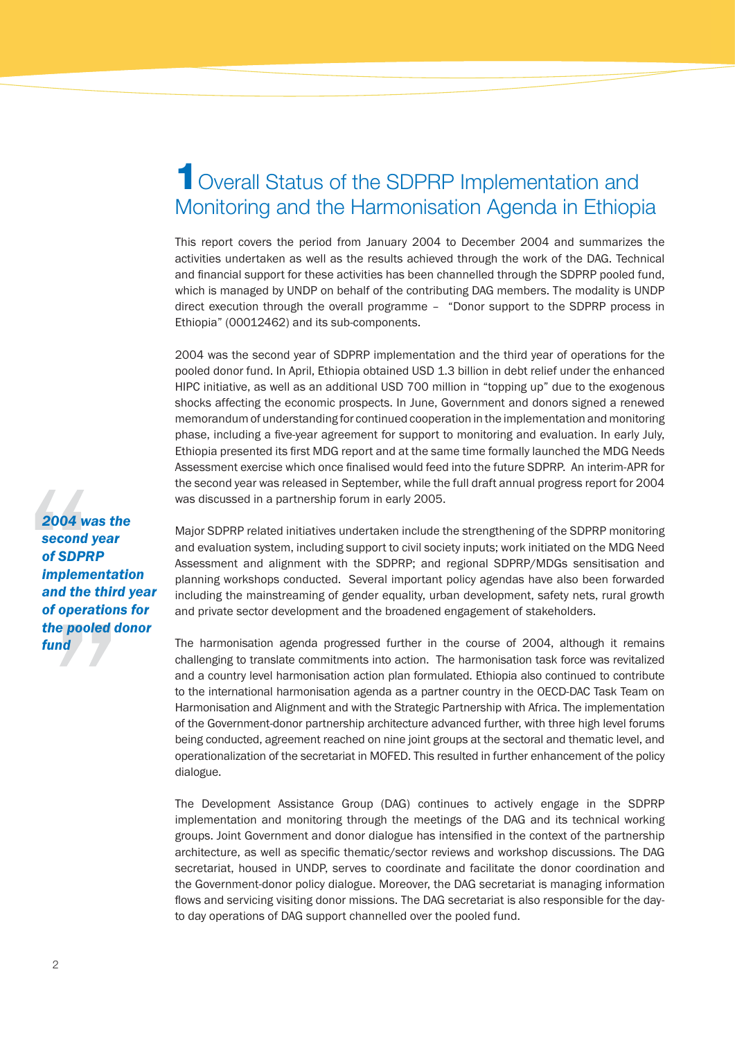# 1 Overall Status of the SDPRP Implementation and Monitoring and the Harmonisation Agenda in Ethiopia

This report covers the period from January 2004 to December 2004 and summarizes the activities undertaken as well as the results achieved through the work of the DAG. Technical and financial support for these activities has been channelled through the SDPRP pooled fund, which is managed by UNDP on behalf of the contributing DAG members. The modality is UNDP direct execution through the overall programme – "Donor support to the SDPRP process in Ethiopia" (00012462) and its sub-components.

2004 was the second year of SDPRP implementation and the third year of operations for the pooled donor fund. In April, Ethiopia obtained USD 1.3 billion in debt relief under the enhanced HIPC initiative, as well as an additional USD 700 million in "topping up" due to the exogenous shocks affecting the economic prospects. In June, Government and donors signed a renewed memorandum of understanding for continued cooperation in the implementation and monitoring phase, including a five-year agreement for support to monitoring and evaluation. In early July, Ethiopia presented its first MDG report and at the same time formally launched the MDG Needs Assessment exercise which once finalised would feed into the future SDPRP. An interim-APR for the second year was released in September, while the full draft annual progress report for 2004 was discussed in a partnership forum in early 2005.

> ***2004 was the second year of SDPRP implementation and the third year of operations for the pooled donor fund***

Major SDPRP related initiatives undertaken include the strengthening of the SDPRP monitoring and evaluation system, including support to civil society inputs; work initiated on the MDG Need Assessment and alignment with the SDPRP; and regional SDPRP/MDGs sensitisation and planning workshops conducted. Several important policy agendas have also been forwarded including the mainstreaming of gender equality, urban development, safety nets, rural growth and private sector development and the broadened engagement of stakeholders.

The harmonisation agenda progressed further in the course of 2004, although it remains challenging to translate commitments into action. The harmonisation task force was revitalized and a country level harmonisation action plan formulated. Ethiopia also continued to contribute to the international harmonisation agenda as a partner country in the OECD-DAC Task Team on Harmonisation and Alignment and with the Strategic Partnership with Africa. The implementation of the Government-donor partnership architecture advanced further, with three high level forums being conducted, agreement reached on nine joint groups at the sectoral and thematic level, and operationalization of the secretariat in MOFED. This resulted in further enhancement of the policy dialogue.

The Development Assistance Group (DAG) continues to actively engage in the SDPRP implementation and monitoring through the meetings of the DAG and its technical working groups. Joint Government and donor dialogue has intensified in the context of the partnership architecture, as well as specific thematic/sector reviews and workshop discussions. The DAG secretariat, housed in UNDP, serves to coordinate and facilitate the donor coordination and the Government-donor policy dialogue. Moreover, the DAG secretariat is managing information flows and servicing visiting donor missions. The DAG secretariat is also responsible for the day-to day operations of DAG support channelled over the pooled fund.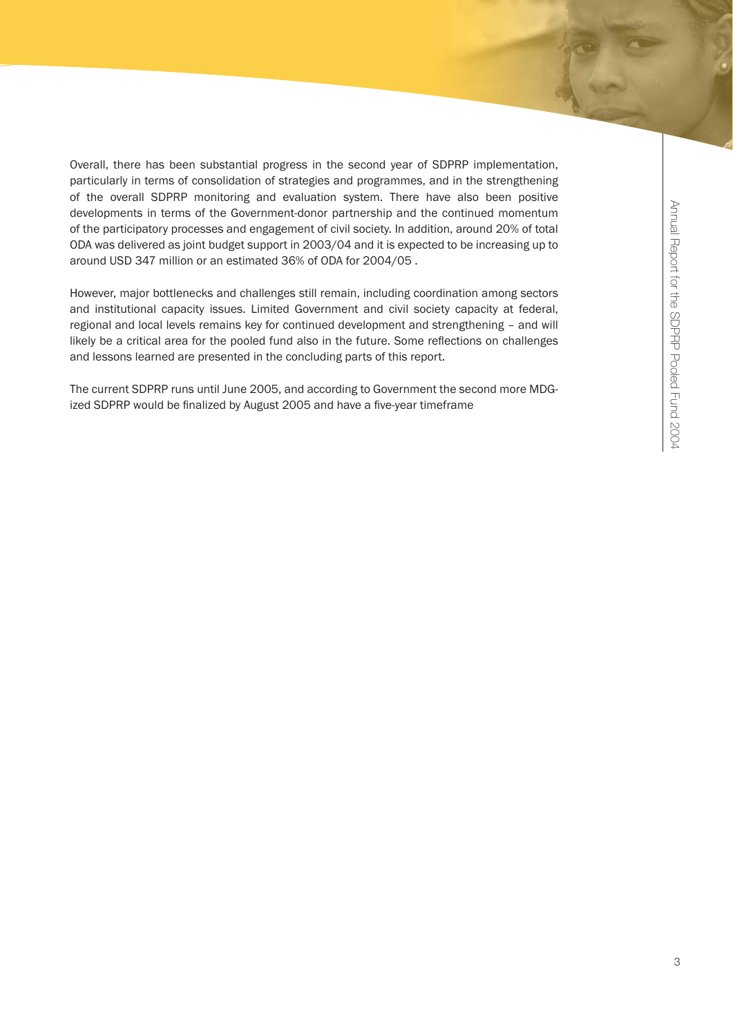Overall, there has been substantial progress in the second year of SDPRP implementation, particularly in terms of consolidation of strategies and programmes, and in the strengthening of the overall SDPRP monitoring and evaluation system. There have also been positive developments in terms of the Government-donor partnership and the continued momentum of the participatory processes and engagement of civil society. In addition, around 20% of total ODA was delivered as joint budget support in 2003/04 and it is expected to be increasing up to around USD 347 million or an estimated 36% of ODA for 2004/05 .

However, major bottlenecks and challenges still remain, including coordination among sectors and institutional capacity issues. Limited Government and civil society capacity at federal, regional and local levels remains key for continued development and strengthening – and will likely be a critical area for the pooled fund also in the future. Some reflections on challenges and lessons learned are presented in the concluding parts of this report.

The current SDPRP runs until June 2005, and according to Government the second more MDG-ized SDPRP would be finalized by August 2005 and have a five-year timeframe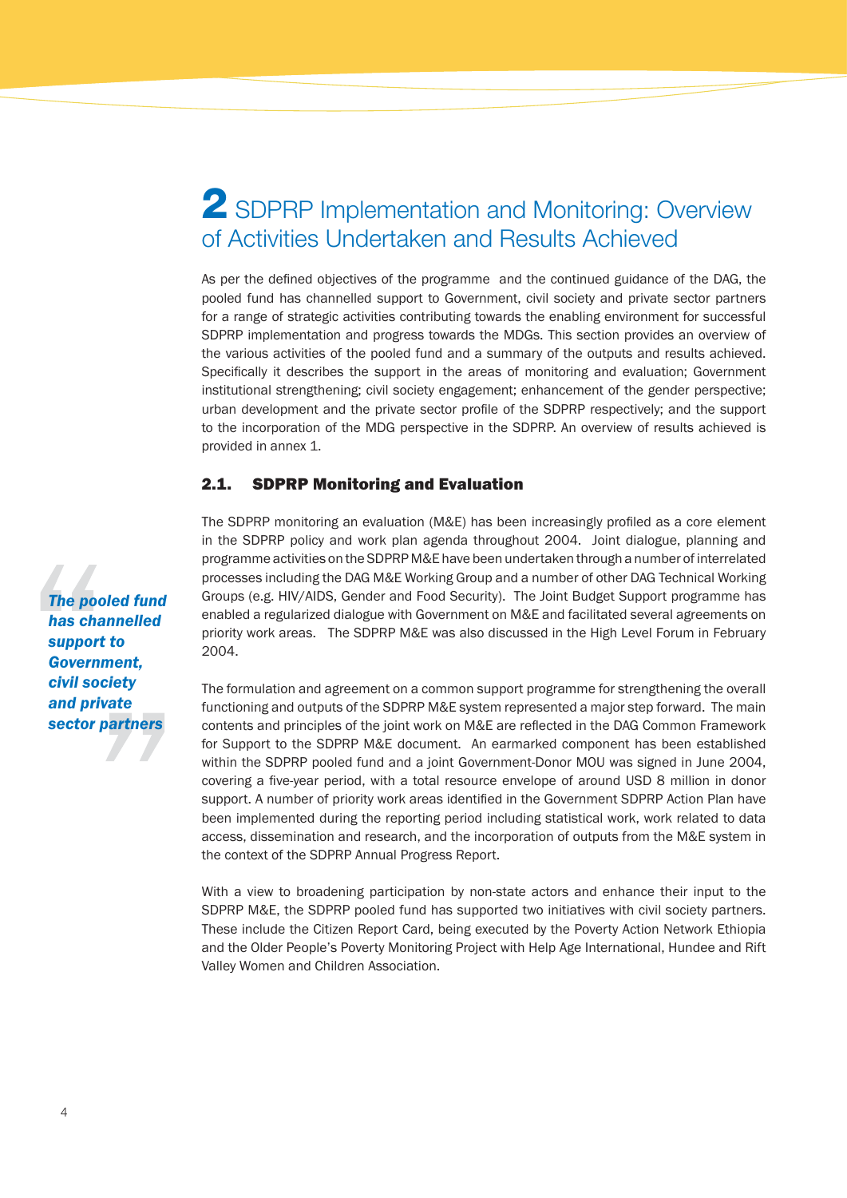# 2 SDPRP Implementation and Monitoring: Overview of Activities Undertaken and Results Achieved

As per the defined objectives of the programme and the continued guidance of the DAG, the pooled fund has channelled support to Government, civil society and private sector partners for a range of strategic activities contributing towards the enabling environment for successful SDPRP implementation and progress towards the MDGs. This section provides an overview of the various activities of the pooled fund and a summary of the outputs and results achieved. Specifically it describes the support in the areas of monitoring and evaluation; Government institutional strengthening; civil society engagement; enhancement of the gender perspective; urban development and the private sector profile of the SDPRP respectively; and the support to the incorporation of the MDG perspective in the SDPRP. An overview of results achieved is provided in annex 1.

## 2.1. SDPRP Monitoring and Evaluation

> ***The pooled fund has channelled support to Government, civil society and private sector partners***

The SDPRP monitoring an evaluation (M&E) has been increasingly profiled as a core element in the SDPRP policy and work plan agenda throughout 2004. Joint dialogue, planning and programme activities on the SDPRP M&E have been undertaken through a number of interrelated processes including the DAG M&E Working Group and a number of other DAG Technical Working Groups (e.g. HIV/AIDS, Gender and Food Security). The Joint Budget Support programme has enabled a regularized dialogue with Government on M&E and facilitated several agreements on priority work areas. The SDPRP M&E was also discussed in the High Level Forum in February 2004.

The formulation and agreement on a common support programme for strengthening the overall functioning and outputs of the SDPRP M&E system represented a major step forward. The main contents and principles of the joint work on M&E are reflected in the DAG Common Framework for Support to the SDPRP M&E document. An earmarked component has been established within the SDPRP pooled fund and a joint Government-Donor MOU was signed in June 2004, covering a five-year period, with a total resource envelope of around USD 8 million in donor support. A number of priority work areas identified in the Government SDPRP Action Plan have been implemented during the reporting period including statistical work, work related to data access, dissemination and research, and the incorporation of outputs from the M&E system in the context of the SDPRP Annual Progress Report.

With a view to broadening participation by non-state actors and enhance their input to the SDPRP M&E, the SDPRP pooled fund has supported two initiatives with civil society partners. These include the Citizen Report Card, being executed by the Poverty Action Network Ethiopia and the Older People's Poverty Monitoring Project with Help Age International, Hundee and Rift Valley Women and Children Association.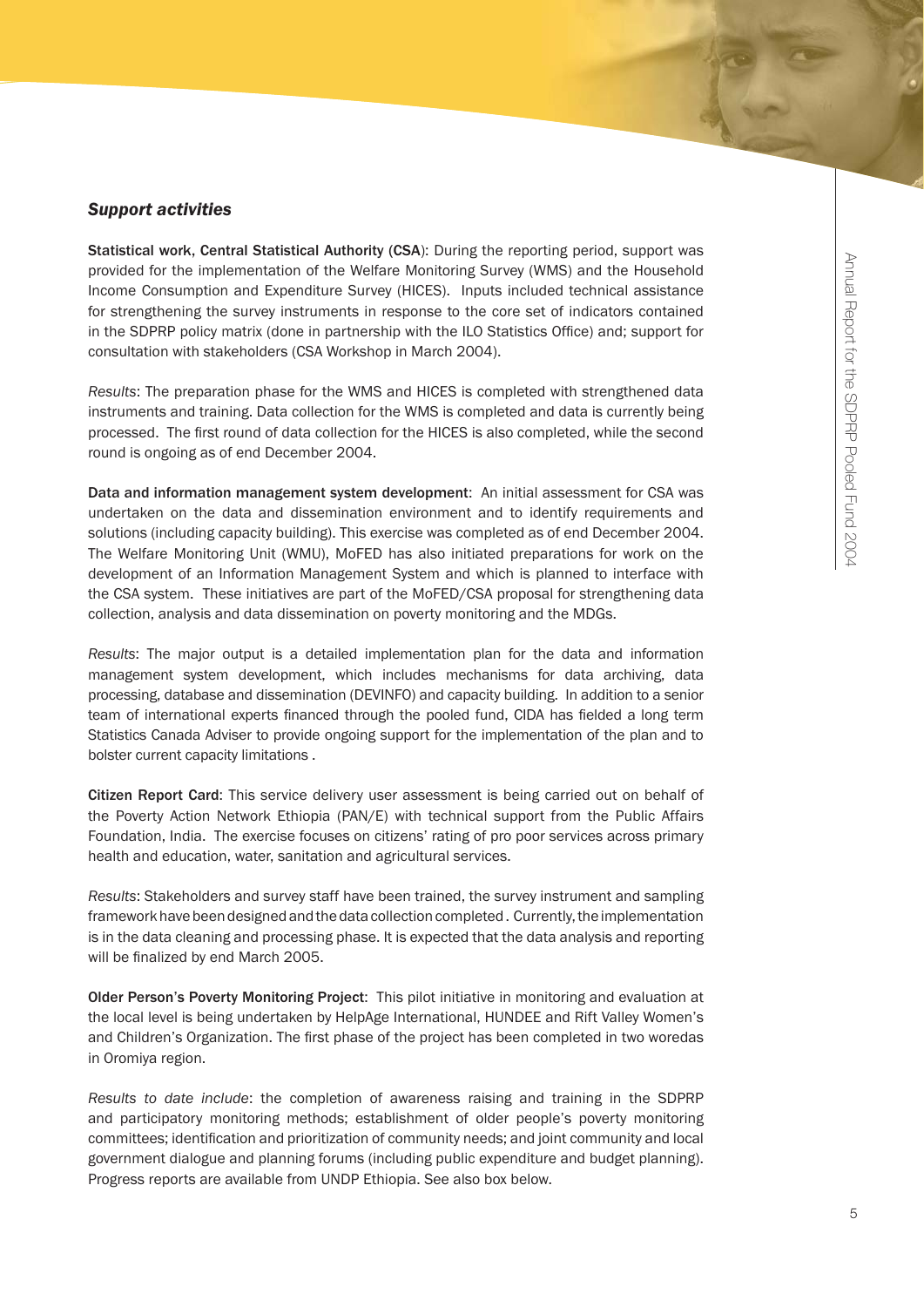### *Support activities*

**Statistical work, Central Statistical Authority (CSA)**: During the reporting period, support was provided for the implementation of the Welfare Monitoring Survey (WMS) and the Household Income Consumption and Expenditure Survey (HICES). Inputs included technical assistance for strengthening the survey instruments in response to the core set of indicators contained in the SDPRP policy matrix (done in partnership with the ILO Statistics Office) and; support for consultation with stakeholders (CSA Workshop in March 2004).

*Results*: The preparation phase for the WMS and HICES is completed with strengthened data instruments and training. Data collection for the WMS is completed and data is currently being processed. The first round of data collection for the HICES is also completed, while the second round is ongoing as of end December 2004.

**Data and information management system development**: An initial assessment for CSA was undertaken on the data and dissemination environment and to identify requirements and solutions (including capacity building). This exercise was completed as of end December 2004. The Welfare Monitoring Unit (WMU), MoFED has also initiated preparations for work on the development of an Information Management System and which is planned to interface with the CSA system. These initiatives are part of the MoFED/CSA proposal for strengthening data collection, analysis and data dissemination on poverty monitoring and the MDGs.

*Results*: The major output is a detailed implementation plan for the data and information management system development, which includes mechanisms for data archiving, data processing, database and dissemination (DEVINFO) and capacity building. In addition to a senior team of international experts financed through the pooled fund, CIDA has fielded a long term Statistics Canada Adviser to provide ongoing support for the implementation of the plan and to bolster current capacity limitations .

**Citizen Report Card**: This service delivery user assessment is being carried out on behalf of the Poverty Action Network Ethiopia (PAN/E) with technical support from the Public Affairs Foundation, India. The exercise focuses on citizens' rating of pro poor services across primary health and education, water, sanitation and agricultural services.

*Results*: Stakeholders and survey staff have been trained, the survey instrument and sampling framework have been designed and the data collection completed . Currently, the implementation is in the data cleaning and processing phase. It is expected that the data analysis and reporting will be finalized by end March 2005.

**Older Person's Poverty Monitoring Project**: This pilot initiative in monitoring and evaluation at the local level is being undertaken by HelpAge International, HUNDEE and Rift Valley Women's and Children's Organization. The first phase of the project has been completed in two woredas in Oromiya region.

*Results to date include*: the completion of awareness raising and training in the SDPRP and participatory monitoring methods; establishment of older people's poverty monitoring committees; identification and prioritization of community needs; and joint community and local government dialogue and planning forums (including public expenditure and budget planning). Progress reports are available from UNDP Ethiopia. See also box below.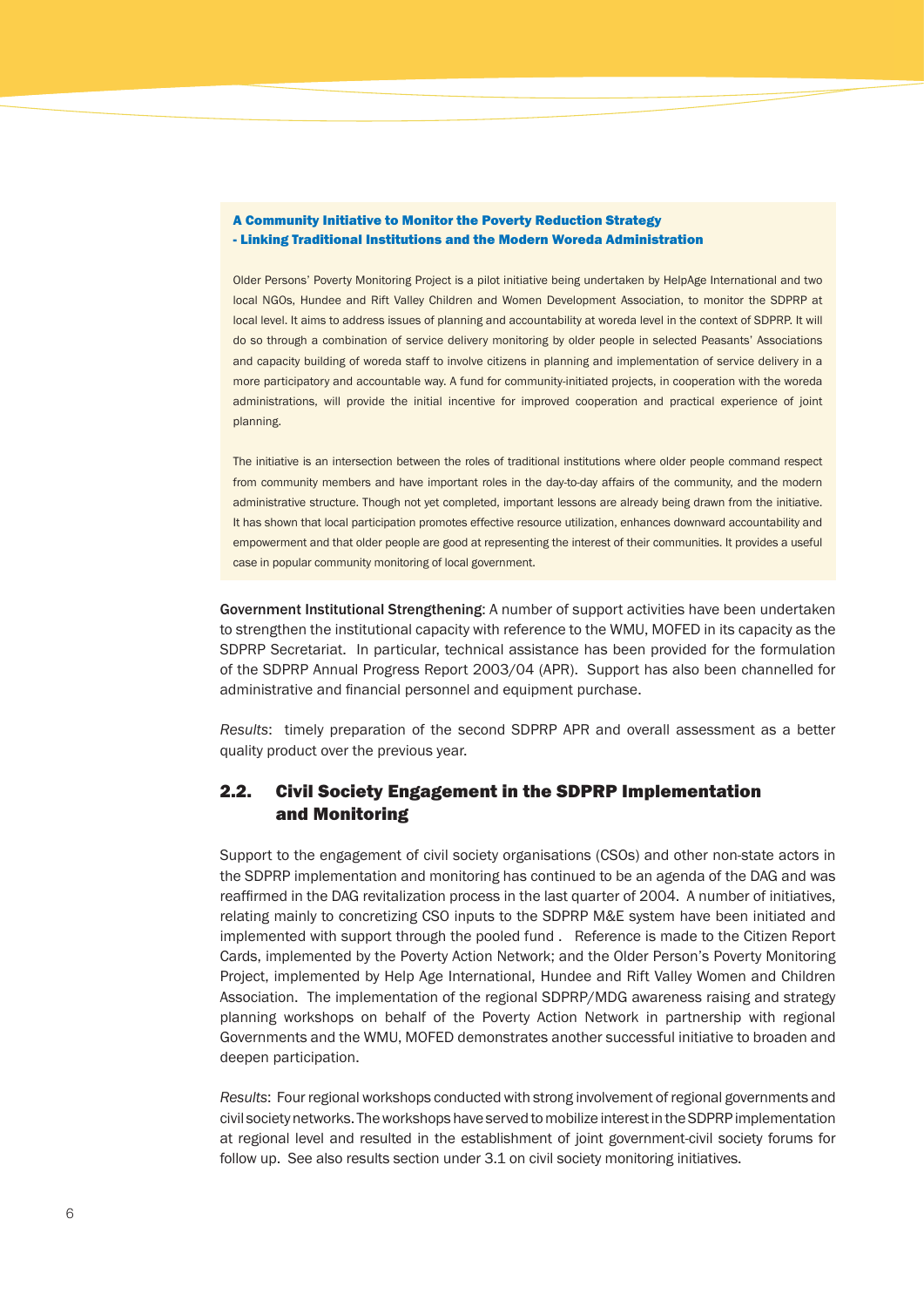**A Community Initiative to Monitor the Poverty Reduction Strategy**
**- Linking Traditional Institutions and the Modern Woreda Administration**

Older Persons' Poverty Monitoring Project is a pilot initiative being undertaken by HelpAge International and two local NGOs, Hundee and Rift Valley Children and Women Development Association, to monitor the SDPRP at local level. It aims to address issues of planning and accountability at woreda level in the context of SDPRP. It will do so through a combination of service delivery monitoring by older people in selected Peasants' Associations and capacity building of woreda staff to involve citizens in planning and implementation of service delivery in a more participatory and accountable way. A fund for community-initiated projects, in cooperation with the woreda administrations, will provide the initial incentive for improved cooperation and practical experience of joint planning.

The initiative is an intersection between the roles of traditional institutions where older people command respect from community members and have important roles in the day-to-day affairs of the community, and the modern administrative structure. Though not yet completed, important lessons are already being drawn from the initiative. It has shown that local participation promotes effective resource utilization, enhances downward accountability and empowerment and that older people are good at representing the interest of their communities. It provides a useful case in popular community monitoring of local government.

**Government Institutional Strengthening**: A number of support activities have been undertaken to strengthen the institutional capacity with reference to the WMU, MOFED in its capacity as the SDPRP Secretariat. In particular, technical assistance has been provided for the formulation of the SDPRP Annual Progress Report 2003/04 (APR). Support has also been channelled for administrative and financial personnel and equipment purchase.

*Results*: timely preparation of the second SDPRP APR and overall assessment as a better quality product over the previous year.

## 2.2. Civil Society Engagement in the SDPRP Implementation and Monitoring

Support to the engagement of civil society organisations (CSOs) and other non-state actors in the SDPRP implementation and monitoring has continued to be an agenda of the DAG and was reaffirmed in the DAG revitalization process in the last quarter of 2004. A number of initiatives, relating mainly to concretizing CSO inputs to the SDPRP M&E system have been initiated and implemented with support through the pooled fund . Reference is made to the Citizen Report Cards, implemented by the Poverty Action Network; and the Older Person's Poverty Monitoring Project, implemented by Help Age International, Hundee and Rift Valley Women and Children Association. The implementation of the regional SDPRP/MDG awareness raising and strategy planning workshops on behalf of the Poverty Action Network in partnership with regional Governments and the WMU, MOFED demonstrates another successful initiative to broaden and deepen participation.

*Results*: Four regional workshops conducted with strong involvement of regional governments and civil society networks. The workshops have served to mobilize interest in the SDPRP implementation at regional level and resulted in the establishment of joint government-civil society forums for follow up. See also results section under 3.1 on civil society monitoring initiatives.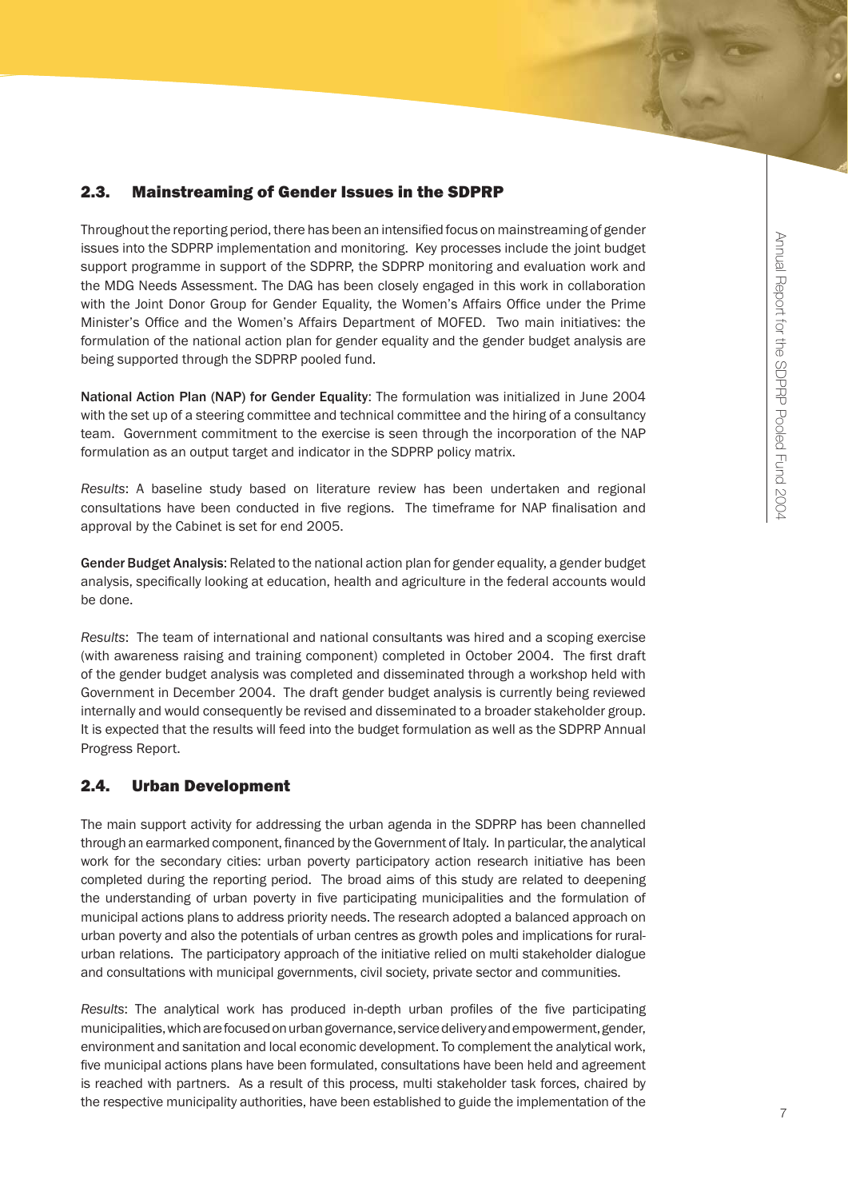## 2.3. Mainstreaming of Gender Issues in the SDPRP

Throughout the reporting period, there has been an intensified focus on mainstreaming of gender issues into the SDPRP implementation and monitoring. Key processes include the joint budget support programme in support of the SDPRP, the SDPRP monitoring and evaluation work and the MDG Needs Assessment. The DAG has been closely engaged in this work in collaboration with the Joint Donor Group for Gender Equality, the Women's Affairs Office under the Prime Minister's Office and the Women's Affairs Department of MOFED. Two main initiatives: the formulation of the national action plan for gender equality and the gender budget analysis are being supported through the SDPRP pooled fund.

**National Action Plan (NAP) for Gender Equality**: The formulation was initialized in June 2004 with the set up of a steering committee and technical committee and the hiring of a consultancy team. Government commitment to the exercise is seen through the incorporation of the NAP formulation as an output target and indicator in the SDPRP policy matrix.

*Results*: A baseline study based on literature review has been undertaken and regional consultations have been conducted in five regions. The timeframe for NAP finalisation and approval by the Cabinet is set for end 2005.

**Gender Budget Analysis**: Related to the national action plan for gender equality, a gender budget analysis, specifically looking at education, health and agriculture in the federal accounts would be done.

*Results*: The team of international and national consultants was hired and a scoping exercise (with awareness raising and training component) completed in October 2004. The first draft of the gender budget analysis was completed and disseminated through a workshop held with Government in December 2004. The draft gender budget analysis is currently being reviewed internally and would consequently be revised and disseminated to a broader stakeholder group. It is expected that the results will feed into the budget formulation as well as the SDPRP Annual Progress Report.

## 2.4. Urban Development

The main support activity for addressing the urban agenda in the SDPRP has been channelled through an earmarked component, financed by the Government of Italy. In particular, the analytical work for the secondary cities: urban poverty participatory action research initiative has been completed during the reporting period. The broad aims of this study are related to deepening the understanding of urban poverty in five participating municipalities and the formulation of municipal actions plans to address priority needs. The research adopted a balanced approach on urban poverty and also the potentials of urban centres as growth poles and implications for rural-urban relations. The participatory approach of the initiative relied on multi stakeholder dialogue and consultations with municipal governments, civil society, private sector and communities.

*Results*: The analytical work has produced in-depth urban profiles of the five participating municipalities, which are focused on urban governance, service delivery and empowerment, gender, environment and sanitation and local economic development. To complement the analytical work, five municipal actions plans have been formulated, consultations have been held and agreement is reached with partners. As a result of this process, multi stakeholder task forces, chaired by the respective municipality authorities, have been established to guide the implementation of the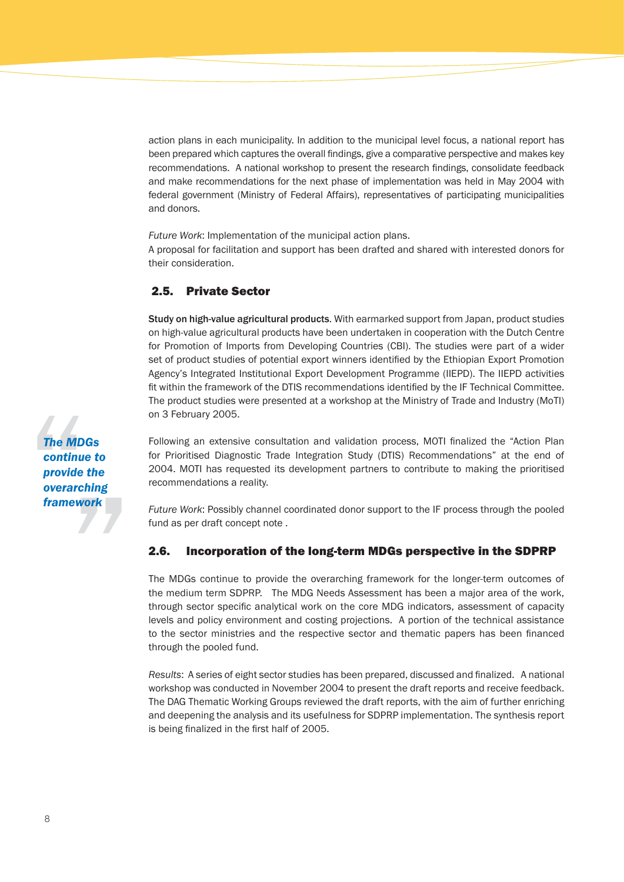action plans in each municipality. In addition to the municipal level focus, a national report has been prepared which captures the overall findings, give a comparative perspective and makes key recommendations. A national workshop to present the research findings, consolidate feedback and make recommendations for the next phase of implementation was held in May 2004 with federal government (Ministry of Federal Affairs), representatives of participating municipalities and donors.

*Future Work*: Implementation of the municipal action plans.
A proposal for facilitation and support has been drafted and shared with interested donors for their consideration.

## 2.5. Private Sector

**Study on high-value agricultural products**. With earmarked support from Japan, product studies on high-value agricultural products have been undertaken in cooperation with the Dutch Centre for Promotion of Imports from Developing Countries (CBI). The studies were part of a wider set of product studies of potential export winners identified by the Ethiopian Export Promotion Agency's Integrated Institutional Export Development Programme (IIEPD). The IIEPD activities fit within the framework of the DTIS recommendations identified by the IF Technical Committee. The product studies were presented at a workshop at the Ministry of Trade and Industry (MoTI) on 3 February 2005.

*"The MDGs continue to provide the overarching framework"*

Following an extensive consultation and validation process, MOTI finalized the "Action Plan for Prioritised Diagnostic Trade Integration Study (DTIS) Recommendations" at the end of 2004. MOTI has requested its development partners to contribute to making the prioritised recommendations a reality.

*Future Work*: Possibly channel coordinated donor support to the IF process through the pooled fund as per draft concept note .

## 2.6. Incorporation of the long-term MDGs perspective in the SDPRP

The MDGs continue to provide the overarching framework for the longer-term outcomes of the medium term SDPRP. The MDG Needs Assessment has been a major area of the work, through sector specific analytical work on the core MDG indicators, assessment of capacity levels and policy environment and costing projections. A portion of the technical assistance to the sector ministries and the respective sector and thematic papers has been financed through the pooled fund.

*Results*: A series of eight sector studies has been prepared, discussed and finalized. A national workshop was conducted in November 2004 to present the draft reports and receive feedback. The DAG Thematic Working Groups reviewed the draft reports, with the aim of further enriching and deepening the analysis and its usefulness for SDPRP implementation. The synthesis report is being finalized in the first half of 2005.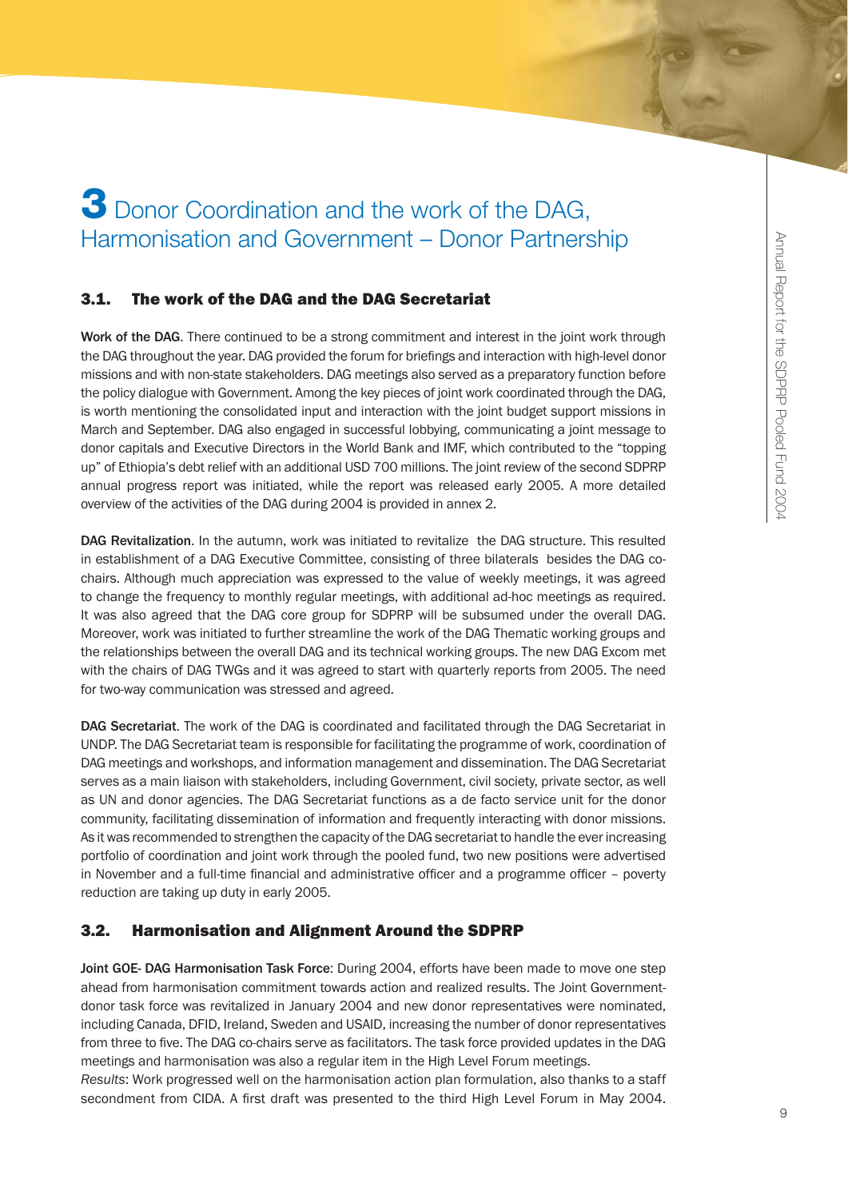# 3 Donor Coordination and the work of the DAG, Harmonisation and Government – Donor Partnership

## 3.1. The work of the DAG and the DAG Secretariat

**Work of the DAG**. There continued to be a strong commitment and interest in the joint work through the DAG throughout the year. DAG provided the forum for briefings and interaction with high-level donor missions and with non-state stakeholders. DAG meetings also served as a preparatory function before the policy dialogue with Government. Among the key pieces of joint work coordinated through the DAG, is worth mentioning the consolidated input and interaction with the joint budget support missions in March and September. DAG also engaged in successful lobbying, communicating a joint message to donor capitals and Executive Directors in the World Bank and IMF, which contributed to the "topping up" of Ethiopia's debt relief with an additional USD 700 millions. The joint review of the second SDPRP annual progress report was initiated, while the report was released early 2005. A more detailed overview of the activities of the DAG during 2004 is provided in annex 2.

**DAG Revitalization**. In the autumn, work was initiated to revitalize the DAG structure. This resulted in establishment of a DAG Executive Committee, consisting of three bilaterals besides the DAG co-chairs. Although much appreciation was expressed to the value of weekly meetings, it was agreed to change the frequency to monthly regular meetings, with additional ad-hoc meetings as required. It was also agreed that the DAG core group for SDPRP will be subsumed under the overall DAG. Moreover, work was initiated to further streamline the work of the DAG Thematic working groups and the relationships between the overall DAG and its technical working groups. The new DAG Excom met with the chairs of DAG TWGs and it was agreed to start with quarterly reports from 2005. The need for two-way communication was stressed and agreed.

**DAG Secretariat**. The work of the DAG is coordinated and facilitated through the DAG Secretariat in UNDP. The DAG Secretariat team is responsible for facilitating the programme of work, coordination of DAG meetings and workshops, and information management and dissemination. The DAG Secretariat serves as a main liaison with stakeholders, including Government, civil society, private sector, as well as UN and donor agencies. The DAG Secretariat functions as a de facto service unit for the donor community, facilitating dissemination of information and frequently interacting with donor missions. As it was recommended to strengthen the capacity of the DAG secretariat to handle the ever increasing portfolio of coordination and joint work through the pooled fund, two new positions were advertised in November and a full-time financial and administrative officer and a programme officer – poverty reduction are taking up duty in early 2005.

## 3.2. Harmonisation and Alignment Around the SDPRP

**Joint GOE- DAG Harmonisation Task Force**: During 2004, efforts have been made to move one step ahead from harmonisation commitment towards action and realized results. The Joint Government-donor task force was revitalized in January 2004 and new donor representatives were nominated, including Canada, DFID, Ireland, Sweden and USAID, increasing the number of donor representatives from three to five. The DAG co-chairs serve as facilitators. The task force provided updates in the DAG meetings and harmonisation was also a regular item in the High Level Forum meetings.

*Results*: Work progressed well on the harmonisation action plan formulation, also thanks to a staff secondment from CIDA. A first draft was presented to the third High Level Forum in May 2004.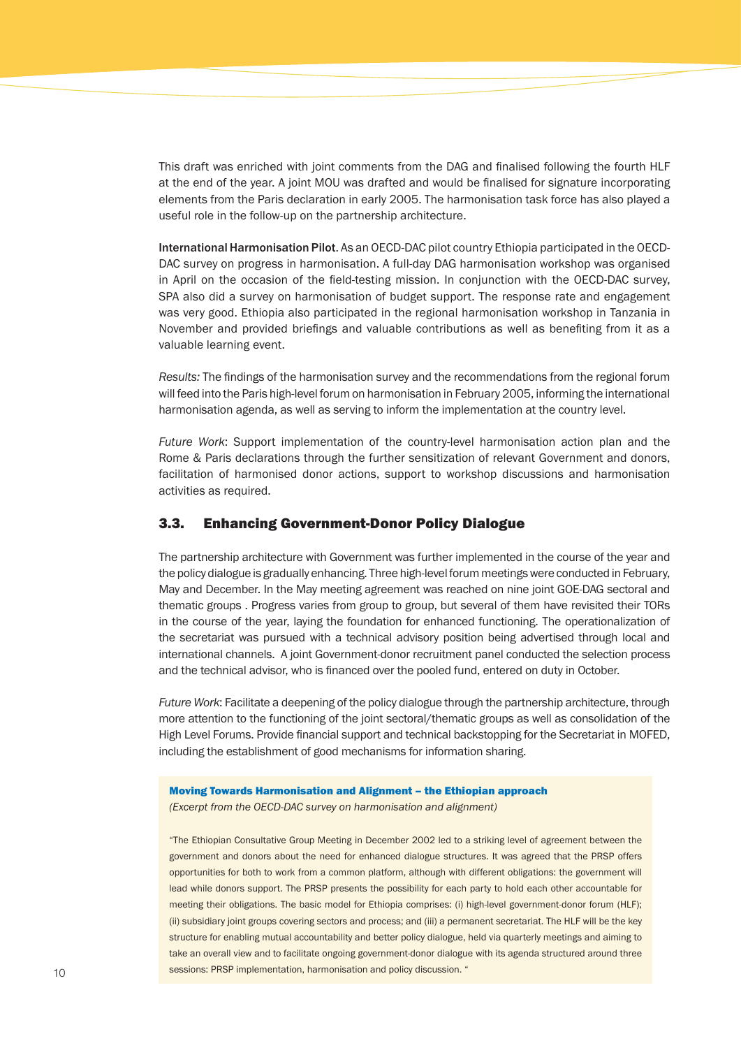This draft was enriched with joint comments from the DAG and finalised following the fourth HLF at the end of the year. A joint MOU was drafted and would be finalised for signature incorporating elements from the Paris declaration in early 2005. The harmonisation task force has also played a useful role in the follow-up on the partnership architecture.

**International Harmonisation Pilot**. As an OECD-DAC pilot country Ethiopia participated in the OECD-DAC survey on progress in harmonisation. A full-day DAG harmonisation workshop was organised in April on the occasion of the field-testing mission. In conjunction with the OECD-DAC survey, SPA also did a survey on harmonisation of budget support. The response rate and engagement was very good. Ethiopia also participated in the regional harmonisation workshop in Tanzania in November and provided briefings and valuable contributions as well as benefiting from it as a valuable learning event.

*Results:* The findings of the harmonisation survey and the recommendations from the regional forum will feed into the Paris high-level forum on harmonisation in February 2005, informing the international harmonisation agenda, as well as serving to inform the implementation at the country level.

*Future Work*: Support implementation of the country-level harmonisation action plan and the Rome & Paris declarations through the further sensitization of relevant Government and donors, facilitation of harmonised donor actions, support to workshop discussions and harmonisation activities as required.

## 3.3. Enhancing Government-Donor Policy Dialogue

The partnership architecture with Government was further implemented in the course of the year and the policy dialogue is gradually enhancing. Three high-level forum meetings were conducted in February, May and December. In the May meeting agreement was reached on nine joint GOE-DAG sectoral and thematic groups . Progress varies from group to group, but several of them have revisited their TORs in the course of the year, laying the foundation for enhanced functioning. The operationalization of the secretariat was pursued with a technical advisory position being advertised through local and international channels. A joint Government-donor recruitment panel conducted the selection process and the technical advisor, who is financed over the pooled fund, entered on duty in October.

*Future Work*: Facilitate a deepening of the policy dialogue through the partnership architecture, through more attention to the functioning of the joint sectoral/thematic groups as well as consolidation of the High Level Forums. Provide financial support and technical backstopping for the Secretariat in MOFED, including the establishment of good mechanisms for information sharing.

**Moving Towards Harmonisation and Alignment – the Ethiopian approach**

*(Excerpt from the OECD-DAC survey on harmonisation and alignment)*

"The Ethiopian Consultative Group Meeting in December 2002 led to a striking level of agreement between the government and donors about the need for enhanced dialogue structures. It was agreed that the PRSP offers opportunities for both to work from a common platform, although with different obligations: the government will lead while donors support. The PRSP presents the possibility for each party to hold each other accountable for meeting their obligations. The basic model for Ethiopia comprises: (i) high-level government-donor forum (HLF); (ii) subsidiary joint groups covering sectors and process; and (iii) a permanent secretariat. The HLF will be the key structure for enabling mutual accountability and better policy dialogue, held via quarterly meetings and aiming to take an overall view and to facilitate ongoing government-donor dialogue with its agenda structured around three sessions: PRSP implementation, harmonisation and policy discussion. "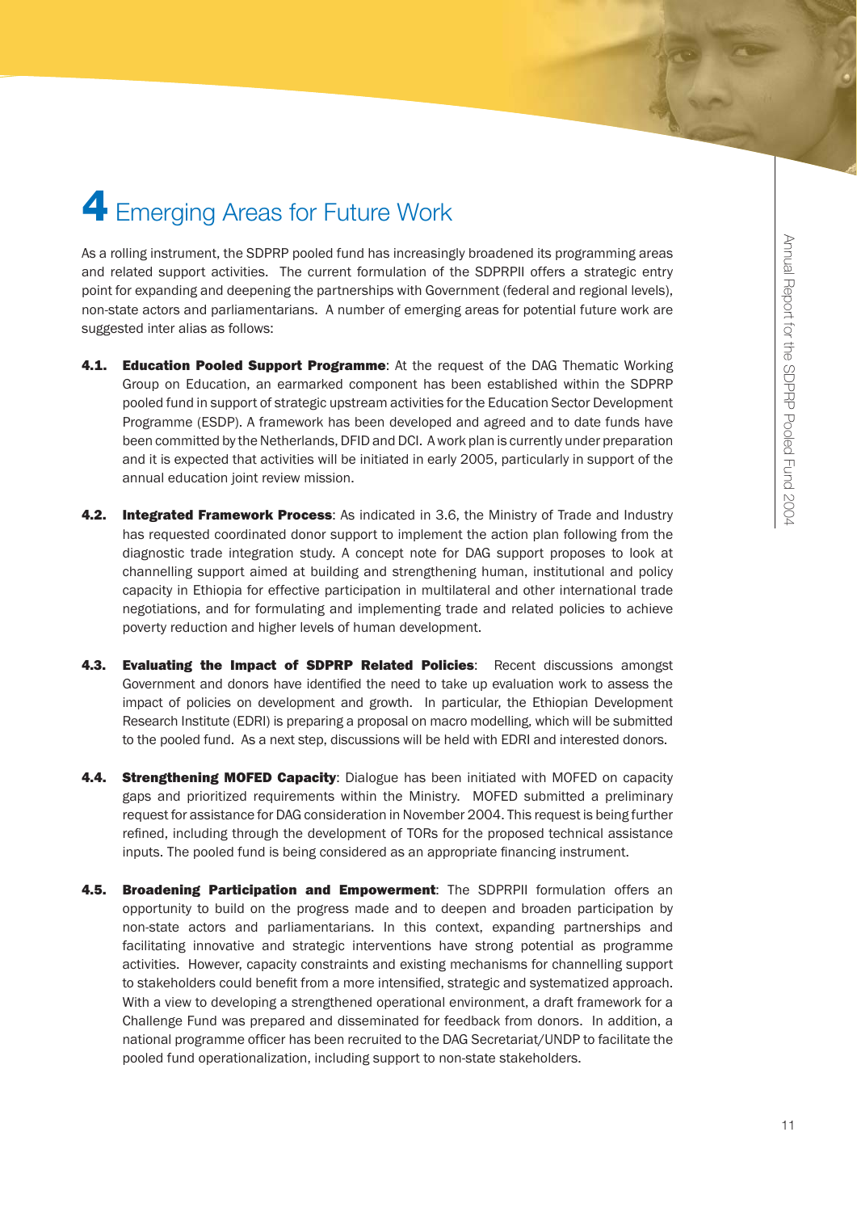# 4 Emerging Areas for Future Work

As a rolling instrument, the SDPRP pooled fund has increasingly broadened its programming areas and related support activities. The current formulation of the SDPRPII offers a strategic entry point for expanding and deepening the partnerships with Government (federal and regional levels), non-state actors and parliamentarians. A number of emerging areas for potential future work are suggested inter alias as follows:

**4.1. Education Pooled Support Programme**: At the request of the DAG Thematic Working Group on Education, an earmarked component has been established within the SDPRP pooled fund in support of strategic upstream activities for the Education Sector Development Programme (ESDP). A framework has been developed and agreed and to date funds have been committed by the Netherlands, DFID and DCI. A work plan is currently under preparation and it is expected that activities will be initiated in early 2005, particularly in support of the annual education joint review mission.

**4.2. Integrated Framework Process**: As indicated in 3.6, the Ministry of Trade and Industry has requested coordinated donor support to implement the action plan following from the diagnostic trade integration study. A concept note for DAG support proposes to look at channelling support aimed at building and strengthening human, institutional and policy capacity in Ethiopia for effective participation in multilateral and other international trade negotiations, and for formulating and implementing trade and related policies to achieve poverty reduction and higher levels of human development.

**4.3. Evaluating the Impact of SDPRP Related Policies**: Recent discussions amongst Government and donors have identified the need to take up evaluation work to assess the impact of policies on development and growth. In particular, the Ethiopian Development Research Institute (EDRI) is preparing a proposal on macro modelling, which will be submitted to the pooled fund. As a next step, discussions will be held with EDRI and interested donors.

**4.4. Strengthening MOFED Capacity**: Dialogue has been initiated with MOFED on capacity gaps and prioritized requirements within the Ministry. MOFED submitted a preliminary request for assistance for DAG consideration in November 2004. This request is being further refined, including through the development of TORs for the proposed technical assistance inputs. The pooled fund is being considered as an appropriate financing instrument.

**4.5. Broadening Participation and Empowerment**: The SDPRPII formulation offers an opportunity to build on the progress made and to deepen and broaden participation by non-state actors and parliamentarians. In this context, expanding partnerships and facilitating innovative and strategic interventions have strong potential as programme activities. However, capacity constraints and existing mechanisms for channelling support to stakeholders could benefit from a more intensified, strategic and systematized approach. With a view to developing a strengthened operational environment, a draft framework for a Challenge Fund was prepared and disseminated for feedback from donors. In addition, a national programme officer has been recruited to the DAG Secretariat/UNDP to facilitate the pooled fund operationalization, including support to non-state stakeholders.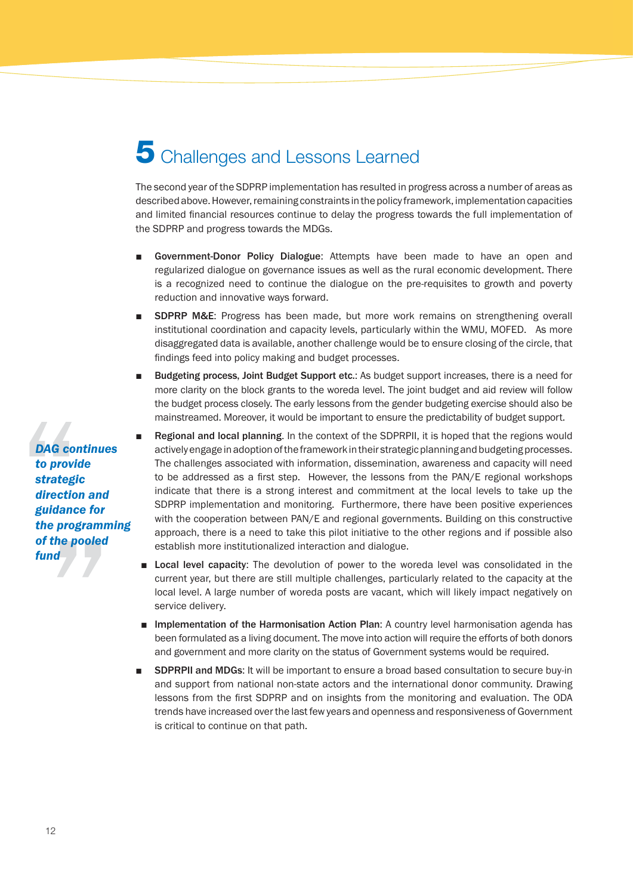# 5 Challenges and Lessons Learned

The second year of the SDPRP implementation has resulted in progress across a number of areas as described above. However, remaining constraints in the policy framework, implementation capacities and limited financial resources continue to delay the progress towards the full implementation of the SDPRP and progress towards the MDGs.

> ***DAG continues to provide strategic direction and guidance for the programming of the pooled fund***

- **Government-Donor Policy Dialogue**: Attempts have been made to have an open and regularized dialogue on governance issues as well as the rural economic development. There is a recognized need to continue the dialogue on the pre-requisites to growth and poverty reduction and innovative ways forward.
- **SDPRP M&E**: Progress has been made, but more work remains on strengthening overall institutional coordination and capacity levels, particularly within the WMU, MOFED. As more disaggregated data is available, another challenge would be to ensure closing of the circle, that findings feed into policy making and budget processes.
- **Budgeting process, Joint Budget Support etc.**: As budget support increases, there is a need for more clarity on the block grants to the woreda level. The joint budget and aid review will follow the budget process closely. The early lessons from the gender budgeting exercise should also be mainstreamed. Moreover, it would be important to ensure the predictability of budget support.
- **Regional and local planning**. In the context of the SDPRPII, it is hoped that the regions would actively engage in adoption of the framework in their strategic planning and budgeting processes. The challenges associated with information, dissemination, awareness and capacity will need to be addressed as a first step. However, the lessons from the PAN/E regional workshops indicate that there is a strong interest and commitment at the local levels to take up the SDPRP implementation and monitoring. Furthermore, there have been positive experiences with the cooperation between PAN/E and regional governments. Building on this constructive approach, there is a need to take this pilot initiative to the other regions and if possible also establish more institutionalized interaction and dialogue.
- **Local level capacity**: The devolution of power to the woreda level was consolidated in the current year, but there are still multiple challenges, particularly related to the capacity at the local level. A large number of woreda posts are vacant, which will likely impact negatively on service delivery.
- **Implementation of the Harmonisation Action Plan**: A country level harmonisation agenda has been formulated as a living document. The move into action will require the efforts of both donors and government and more clarity on the status of Government systems would be required.
- **SDPRPII and MDGs**: It will be important to ensure a broad based consultation to secure buy-in and support from national non-state actors and the international donor community. Drawing lessons from the first SDPRP and on insights from the monitoring and evaluation. The ODA trends have increased over the last few years and openness and responsiveness of Government is critical to continue on that path.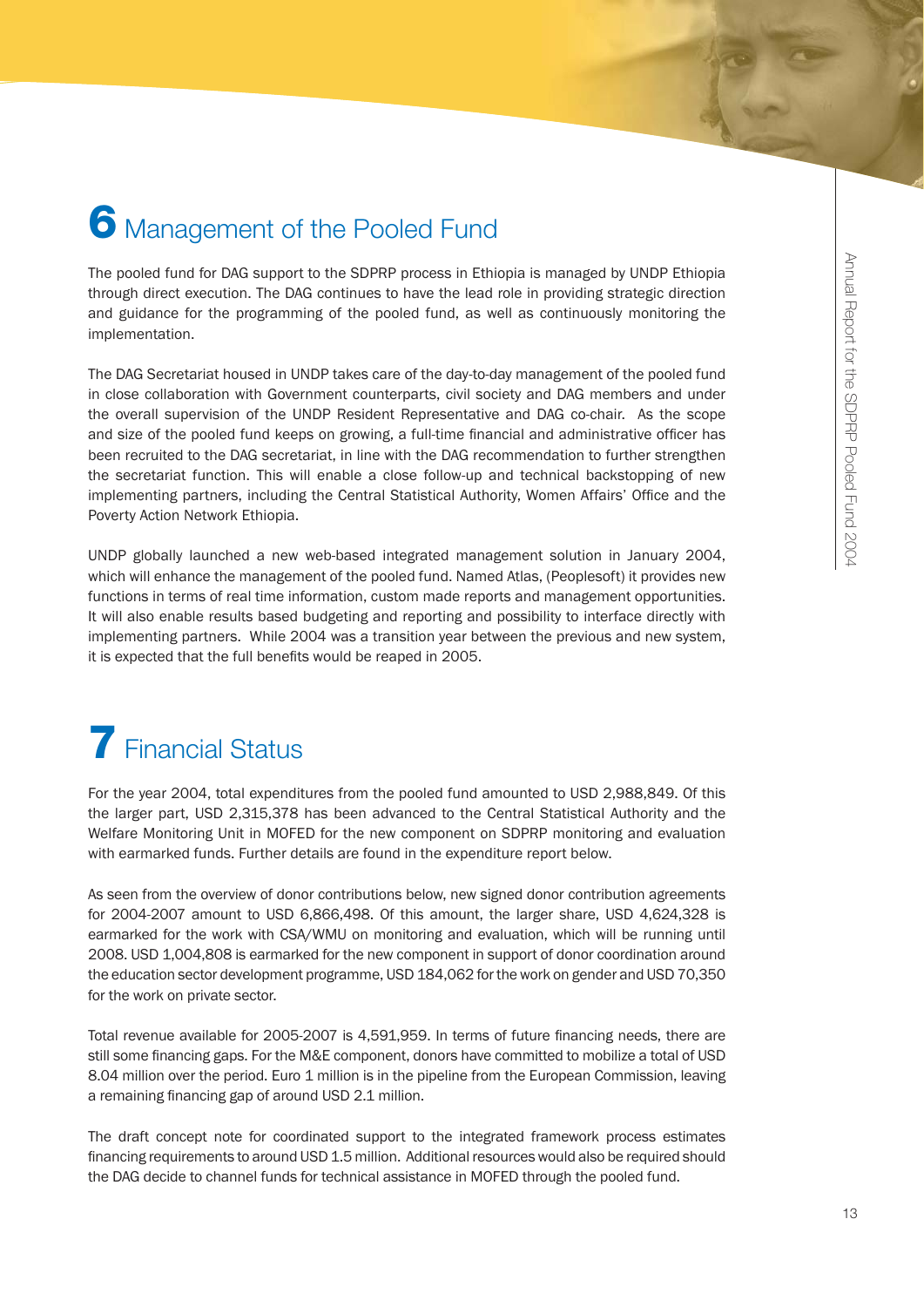# 6 Management of the Pooled Fund

The pooled fund for DAG support to the SDPRP process in Ethiopia is managed by UNDP Ethiopia through direct execution. The DAG continues to have the lead role in providing strategic direction and guidance for the programming of the pooled fund, as well as continuously monitoring the implementation.

The DAG Secretariat housed in UNDP takes care of the day-to-day management of the pooled fund in close collaboration with Government counterparts, civil society and DAG members and under the overall supervision of the UNDP Resident Representative and DAG co-chair. As the scope and size of the pooled fund keeps on growing, a full-time financial and administrative officer has been recruited to the DAG secretariat, in line with the DAG recommendation to further strengthen the secretariat function. This will enable a close follow-up and technical backstopping of new implementing partners, including the Central Statistical Authority, Women Affairs' Office and the Poverty Action Network Ethiopia.

UNDP globally launched a new web-based integrated management solution in January 2004, which will enhance the management of the pooled fund. Named Atlas, (Peoplesoft) it provides new functions in terms of real time information, custom made reports and management opportunities. It will also enable results based budgeting and reporting and possibility to interface directly with implementing partners. While 2004 was a transition year between the previous and new system, it is expected that the full benefits would be reaped in 2005.

# 7 Financial Status

For the year 2004, total expenditures from the pooled fund amounted to USD 2,988,849. Of this the larger part, USD 2,315,378 has been advanced to the Central Statistical Authority and the Welfare Monitoring Unit in MOFED for the new component on SDPRP monitoring and evaluation with earmarked funds. Further details are found in the expenditure report below.

As seen from the overview of donor contributions below, new signed donor contribution agreements for 2004-2007 amount to USD 6,866,498. Of this amount, the larger share, USD 4,624,328 is earmarked for the work with CSA/WMU on monitoring and evaluation, which will be running until 2008. USD 1,004,808 is earmarked for the new component in support of donor coordination around the education sector development programme, USD 184,062 for the work on gender and USD 70,350 for the work on private sector.

Total revenue available for 2005-2007 is 4,591,959. In terms of future financing needs, there are still some financing gaps. For the M&E component, donors have committed to mobilize a total of USD 8.04 million over the period. Euro 1 million is in the pipeline from the European Commission, leaving a remaining financing gap of around USD 2.1 million.

The draft concept note for coordinated support to the integrated framework process estimates financing requirements to around USD 1.5 million. Additional resources would also be required should the DAG decide to channel funds for technical assistance in MOFED through the pooled fund.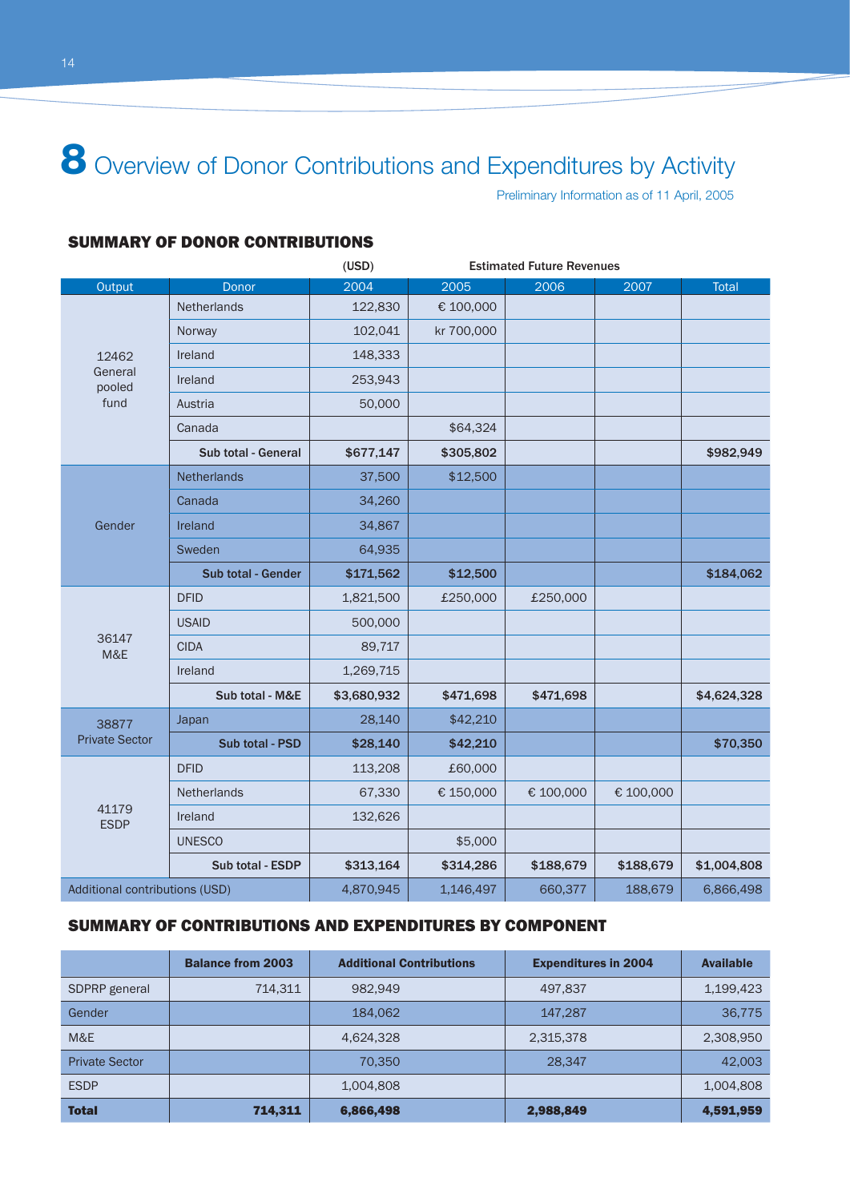# 8 Overview of Donor Contributions and Expenditures by Activity

Preliminary Information as of 11 April, 2005

## SUMMARY OF DONOR CONTRIBUTIONS

| | | (USD) | Estimated Future Revenues | | | |
|---|---|---|---|---|---|---|
| Output | Donor | 2004 | 2005 | 2006 | 2007 | Total |
| 12462 General pooled fund | Netherlands | 122,830 | € 100,000 | | | |
| | Norway | 102,041 | kr 700,000 | | | |
| | Ireland | 148,333 | | | | |
| | Ireland | 253,943 | | | | |
| | Austria | 50,000 | | | | |
| | Canada | | $64,324 | | | |
| | **Sub total - General** | **$677,147** | **$305,802** | | | **$982,949** |
| Gender | Netherlands | 37,500 | $12,500 | | | |
| | Canada | 34,260 | | | | |
| | Ireland | 34,867 | | | | |
| | Sweden | 64,935 | | | | |
| | **Sub total - Gender** | **$171,562** | **$12,500** | | | **$184,062** |
| 36147 M&E | DFID | 1,821,500 | £250,000 | £250,000 | | |
| | USAID | 500,000 | | | | |
| | CIDA | 89,717 | | | | |
| | Ireland | 1,269,715 | | | | |
| | **Sub total - M&E** | **$3,680,932** | **$471,698** | **$471,698** | | **$4,624,328** |
| 38877 Private Sector | Japan | 28,140 | $42,210 | | | |
| | **Sub total - PSD** | **$28,140** | **$42,210** | | | **$70,350** |
| 41179 ESDP | DFID | 113,208 | £60,000 | | | |
| | Netherlands | 67,330 | € 150,000 | € 100,000 | € 100,000 | |
| | Ireland | 132,626 | | | | |
| | UNESCO | | $5,000 | | | |
| | **Sub total - ESDP** | **$313,164** | **$314,286** | **$188,679** | **$188,679** | **$1,004,808** |
| Additional contributions (USD) | | 4,870,945 | 1,146,497 | 660,377 | 188,679 | 6,866,498 |

## SUMMARY OF CONTRIBUTIONS AND EXPENDITURES BY COMPONENT

| | Balance from 2003 | Additional Contributions | Expenditures in 2004 | Available |
|---|---|---|---|---|
| SDPRP general | 714,311 | 982,949 | 497,837 | 1,199,423 |
| Gender | | 184,062 | 147,287 | 36,775 |
| M&E | | 4,624,328 | 2,315,378 | 2,308,950 |
| Private Sector | | 70,350 | 28,347 | 42,003 |
| ESDP | | 1,004,808 | | 1,004,808 |
| **Total** | **714,311** | **6,866,498** | **2,988,849** | **4,591,959** |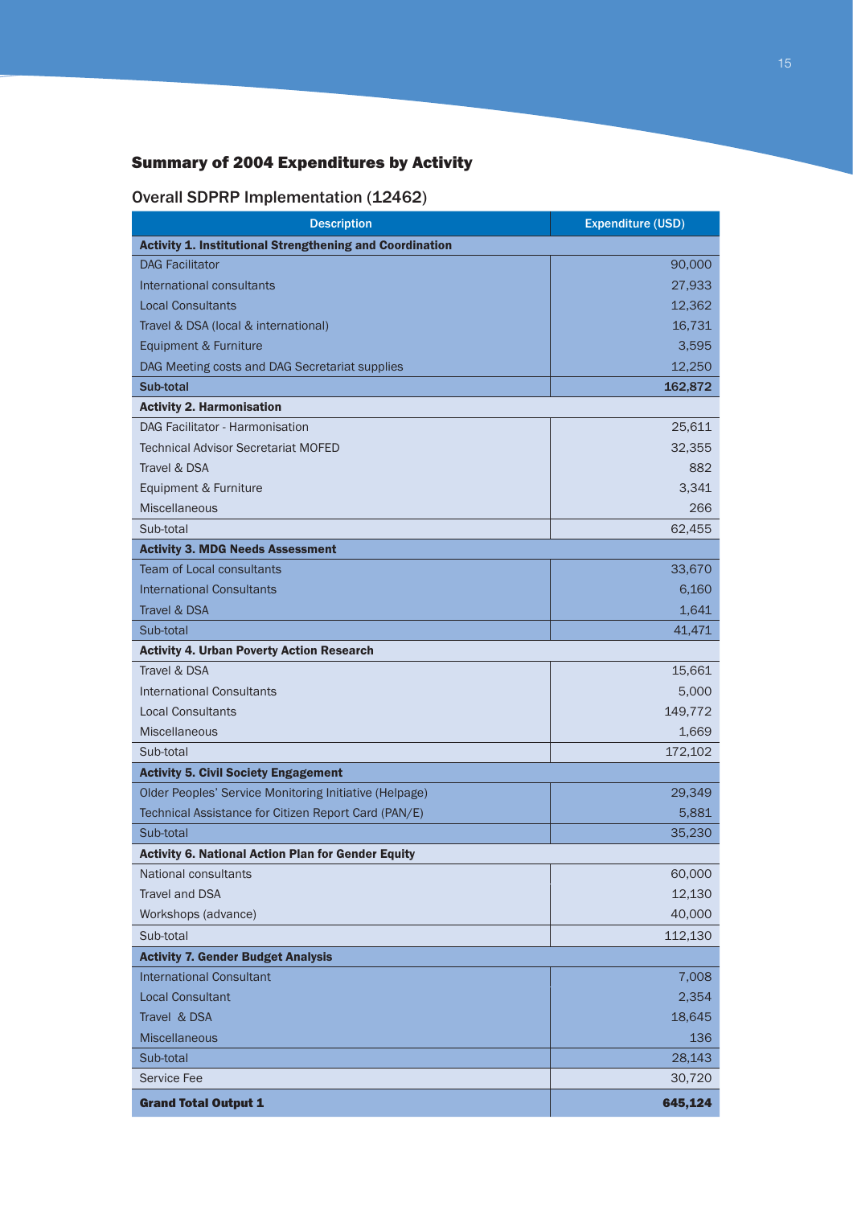## Summary of 2004 Expenditures by Activity

### Overall SDPRP Implementation (12462)

| Description | Expenditure (USD) |
|---|---|
| **Activity 1. Institutional Strengthening and Coordination** | |
| DAG Facilitator | 90,000 |
| International consultants | 27,933 |
| Local Consultants | 12,362 |
| Travel & DSA (local & international) | 16,731 |
| Equipment & Furniture | 3,595 |
| DAG Meeting costs and DAG Secretariat supplies | 12,250 |
| **Sub-total** | **162,872** |
| **Activity 2. Harmonisation** | |
| DAG Facilitator - Harmonisation | 25,611 |
| Technical Advisor Secretariat MOFED | 32,355 |
| Travel & DSA | 882 |
| Equipment & Furniture | 3,341 |
| Miscellaneous | 266 |
| Sub-total | 62,455 |
| **Activity 3. MDG Needs Assessment** | |
| Team of Local consultants | 33,670 |
| International Consultants | 6,160 |
| Travel & DSA | 1,641 |
| Sub-total | 41,471 |
| **Activity 4. Urban Poverty Action Research** | |
| Travel & DSA | 15,661 |
| International Consultants | 5,000 |
| Local Consultants | 149,772 |
| Miscellaneous | 1,669 |
| Sub-total | 172,102 |
| **Activity 5. Civil Society Engagement** | |
| Older Peoples' Service Monitoring Initiative (Helpage) | 29,349 |
| Technical Assistance for Citizen Report Card (PAN/E) | 5,881 |
| Sub-total | 35,230 |
| **Activity 6. National Action Plan for Gender Equity** | |
| National consultants | 60,000 |
| Travel and DSA | 12,130 |
| Workshops (advance) | 40,000 |
| Sub-total | 112,130 |
| **Activity 7. Gender Budget Analysis** | |
| International Consultant | 7,008 |
| Local Consultant | 2,354 |
| Travel & DSA | 18,645 |
| Miscellaneous | 136 |
| Sub-total | 28,143 |
| Service Fee | 30,720 |
| **Grand Total Output 1** | **645,124** |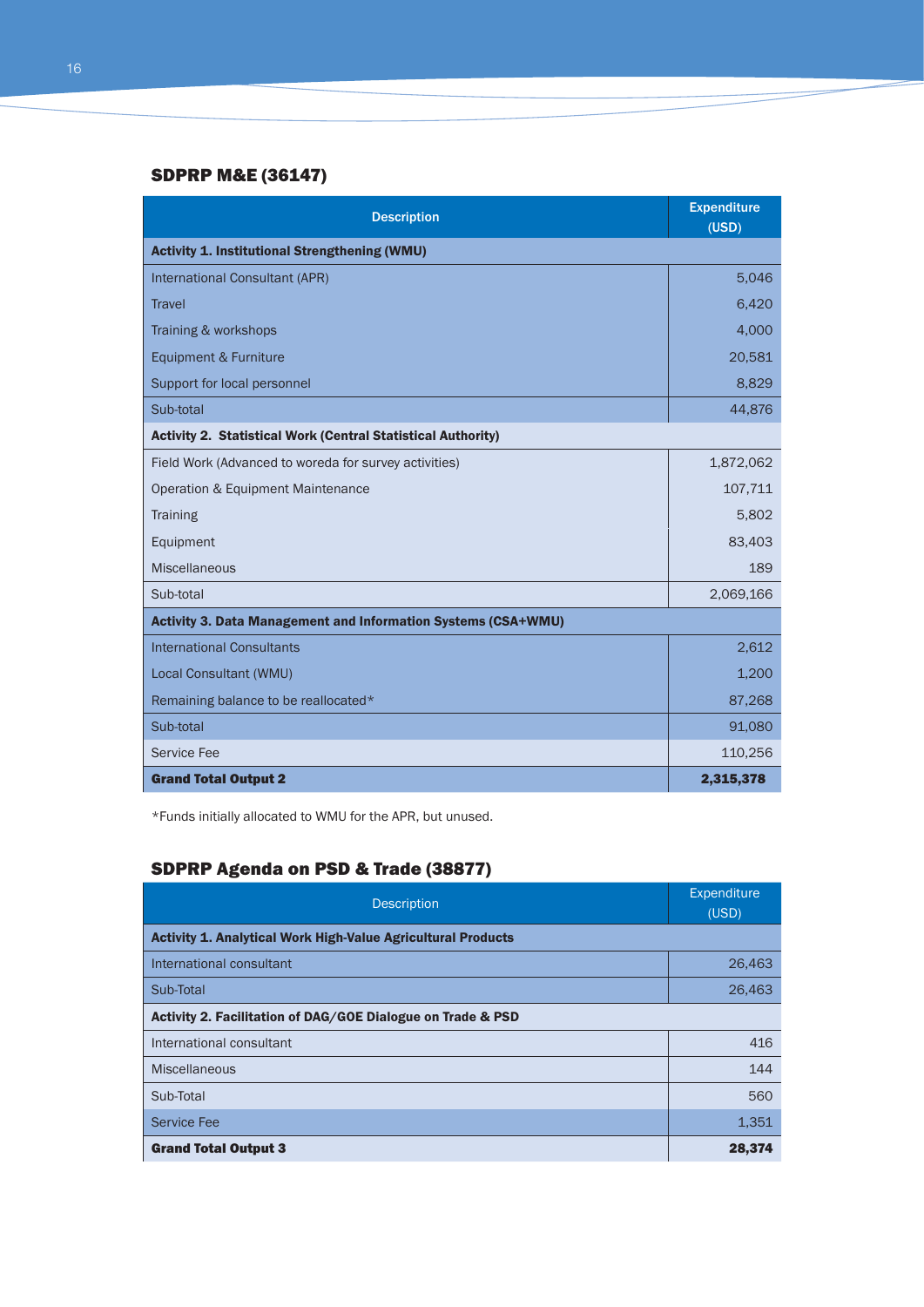### SDPRP M&E (36147)

| Description | Expenditure (USD) |
|---|---|
| **Activity 1. Institutional Strengthening (WMU)** | |
| International Consultant (APR) | 5,046 |
| Travel | 6,420 |
| Training & workshops | 4,000 |
| Equipment & Furniture | 20,581 |
| Support for local personnel | 8,829 |
| Sub-total | 44,876 |
| **Activity 2. Statistical Work (Central Statistical Authority)** | |
| Field Work (Advanced to woreda for survey activities) | 1,872,062 |
| Operation & Equipment Maintenance | 107,711 |
| Training | 5,802 |
| Equipment | 83,403 |
| Miscellaneous | 189 |
| Sub-total | 2,069,166 |
| **Activity 3. Data Management and Information Systems (CSA+WMU)** | |
| International Consultants | 2,612 |
| Local Consultant (WMU) | 1,200 |
| Remaining balance to be reallocated* | 87,268 |
| Sub-total | 91,080 |
| Service Fee | 110,256 |
| **Grand Total Output 2** | **2,315,378** |

*Funds initially allocated to WMU for the APR, but unused.

### SDPRP Agenda on PSD & Trade (38877)

| Description | Expenditure (USD) |
|---|---|
| **Activity 1. Analytical Work High-Value Agricultural Products** | |
| International consultant | 26,463 |
| Sub-Total | 26,463 |
| **Activity 2. Facilitation of DAG/GOE Dialogue on Trade & PSD** | |
| International consultant | 416 |
| Miscellaneous | 144 |
| Sub-Total | 560 |
| Service Fee | 1,351 |
| **Grand Total Output 3** | **28,374** |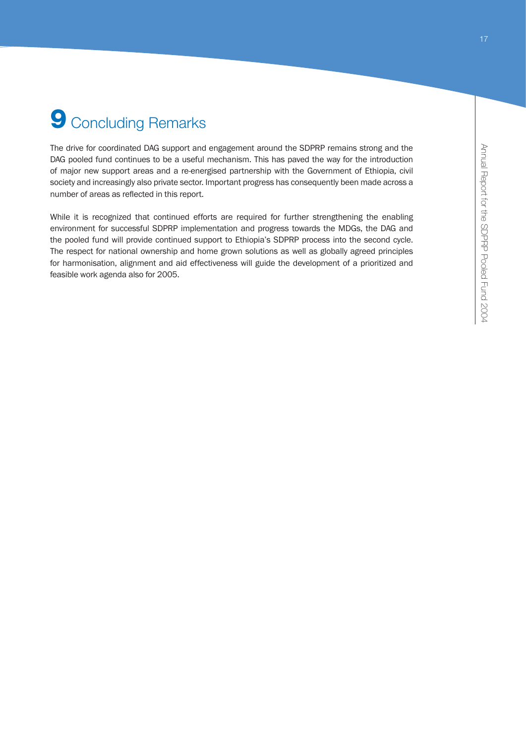# 9 Concluding Remarks

The drive for coordinated DAG support and engagement around the SDPRP remains strong and the DAG pooled fund continues to be a useful mechanism. This has paved the way for the introduction of major new support areas and a re-energised partnership with the Government of Ethiopia, civil society and increasingly also private sector. Important progress has consequently been made across a number of areas as reflected in this report.

While it is recognized that continued efforts are required for further strengthening the enabling environment for successful SDPRP implementation and progress towards the MDGs, the DAG and the pooled fund will provide continued support to Ethiopia's SDPRP process into the second cycle. The respect for national ownership and home grown solutions as well as globally agreed principles for harmonisation, alignment and aid effectiveness will guide the development of a prioritized and feasible work agenda also for 2005.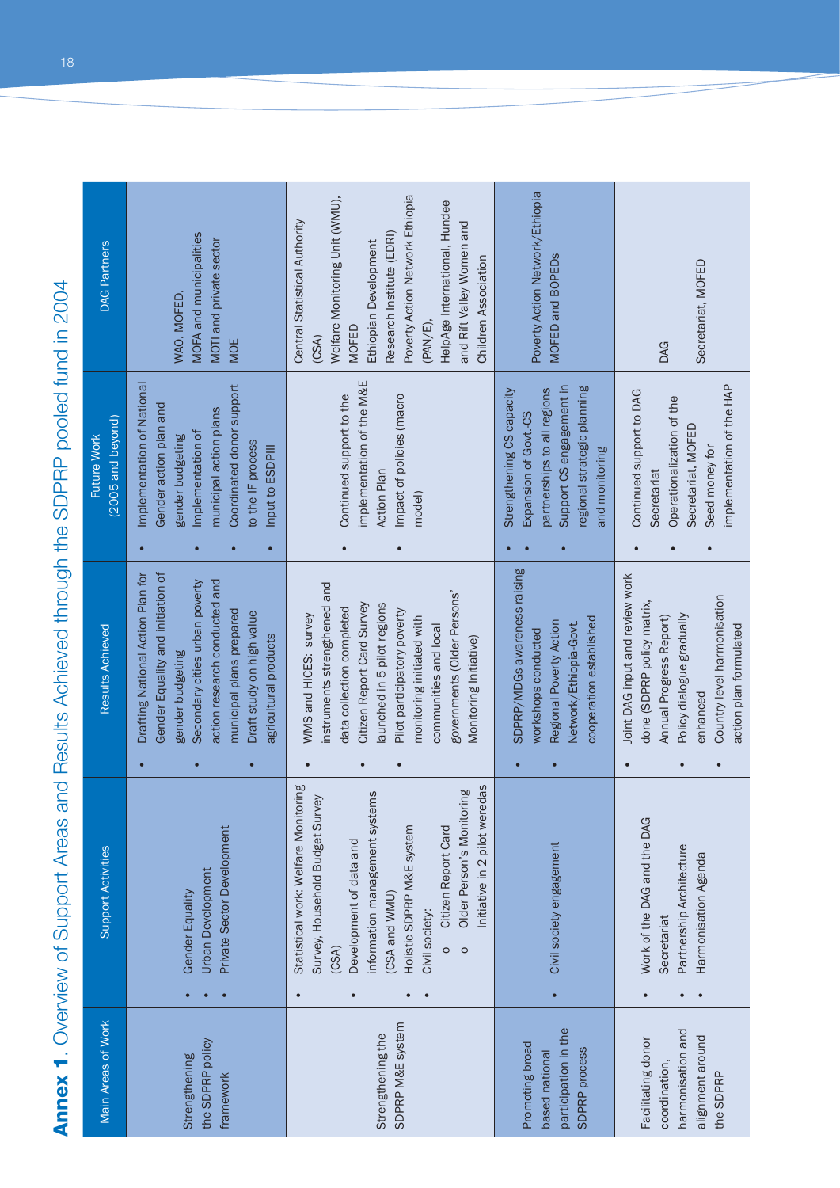# Annex 1. Overview of Support Areas and Results Achieved through the SDPRP pooled fund in 2004

| Main Areas of Work | Support Activities | Results Achieved | Future Work (2005 and beyond) | DAG Partners |
|---|---|---|---|---|
| Strengthening the SDPRP policy framework | • Gender Equality<br>• Urban Development<br>• Private Sector Development | • Drafting National Action Plan for Gender Equality and initiation of gender budgeting<br>• Secondary cities urban poverty action research conducted and municipal plans prepared<br>• Draft study on high-value agricultural products | • Implementation of National Gender action plan and gender budgeting<br>• Implementation of municipal action plans<br>• Coordinated donor support to the IF process<br>• Input to ESDPIII | WAO, MOFED,<br>MOFA and municipalities<br>MOTI and private sector<br>MOE |
| Strengthening the SDPRP M&E system | • Statistical work: Welfare Monitoring Survey, Household Budget Survey (CSA)<br>• Development of data and information management systems (CSA and WMU)<br>• Holistic SDPRP M&E system<br>• Civil society:<br>o Citizen Report Card<br>o Older Person's Monitoring Initiative in 2 pilot weredas | • WMS and HICES: survey instruments strengthened and data collection completed<br>• Citizen Report Card Survey launched in 5 pilot regions<br>• Pilot participatory poverty monitoring initiated with communities and local governments (Older Persons' Monitoring Initiative) | • Continued support to the implementation of the M&E Action Plan<br>• Impact of policies (macro model) | Central Statistical Authority (CSA)<br>Welfare Monitoring Unit (WMU), MOFED<br>Ethiopian Development Research Institute (EDRI)<br>Poverty Action Network Ethiopia (PAN/E),<br>HelpAge International, Hundee and Rift Valley Women and Children Association |
| Promoting broad based national participation in the SDPRP process | • Civil society engagement | • SDPRP/MDGs awareness raising workshops conducted<br>• Regional Poverty Action Network/Ethiopia-Govt. cooperation established | • Strengthening CS capacity<br>• Expansion of Govt.-CS partnerships to all regions<br>• Support CS engagement in regional strategic planning and monitoring | Poverty Action Network/Ethiopia<br>MOFED and BOPEDs |
| Facilitating donor coordination, harmonisation and alignment around the SDPRP | • Work of the DAG and the DAG Secretariat<br>• Partnership Architecture<br>• Harmonisation Agenda | • Joint DAG input and review work done (SDPRP policy matrix, Annual Progress Report)<br>• Policy dialogue gradually enhanced<br>• Country-level harmonisation action plan formulated | • Continued support to DAG Secretariat<br>• Operationalization of the Secretariat, MOFED<br>• Seed money for implementation of the HAP | DAG<br>Secretariat, MOFED |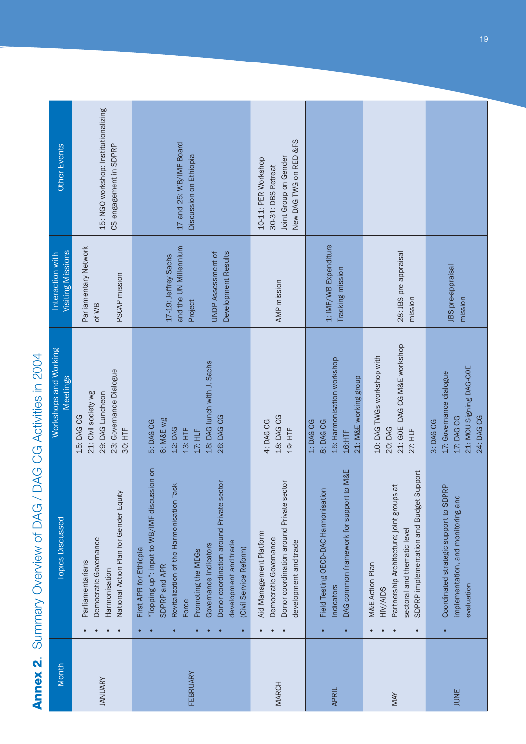## Annex 2. Summary Overview of DAG / DAG CG Activities in 2004

| Month | Topics Discussed | Workshops and Working Meetings | Interaction with Visiting Missions | Other Events |
|---|---|---|---|---|
| JANUARY | • Parliamentarians<br>• Democratic Governance<br>• Harmonisation<br>• National Action Plan for Gender Equity | 15: DAG CG<br>21: Civil society wg<br>29: DAG Luncheon<br>23: Governance Dialogue<br>30: HTF | Parliamentary Network of WB<br><br>PSCAP mission | 15: NGO workshop: Institutionalizing CS engagement in SDPRP |
| FEBRUARY | • First APR for Ethiopia<br>• "Topping up": input to WB/IMF discussion on SDPRP and APR<br>• Revitalization of the Harmonisation Task Force<br>• Promoting the MDGs<br>• Governance Indicators<br>• Donor coordination around Private sector development and trade<br>• (Civil Service Reform) | 5: DAG CG<br>6: M&E wg<br>12: DAG<br>13: HTF<br>17: HLF<br>18: DAG lunch with J. Sachs<br>26: DAG CG | 17-19: Jeffrey Sachs and the UN Millennium Project<br><br>UNDP Assessment of Development Results | 17 and 25: WB/IMF Board Discussion on Ethiopia |
| MARCH | • Aid Management Platform<br>• Democratic Governance<br>• Donor coordination around Private sector development and trade | 4: DAG CG<br>18: DAG CG<br>19: HTF | AMP mission | 10-11: PER Workshop<br>30-31: DBS Retreat<br>Joint Group on Gender<br>New DAG TWG on RED &FS |
| APRIL | • Field Testing OECD-DAC Harmonisation Indicators<br>• DAG common framework for support to M&E | 1: DAG CG<br>8: DAG CG<br>15: Harmonisation workshop<br>16:HTF<br>21: M&E working group | 1: IMF/WB Expenditure Tracking mission | |
| MAY | • M&E Action Plan<br>• HIV/AIDS<br>• Partnership Architecture; joint groups at sectoral and thematic level<br>• SDPRP implementation and Budget Support | 10: DAG TWGs workshop with<br>20: DAG<br>21: GOE- DAG CG M&E workshop<br>27: HLF | 28: JBS pre-appraisal mission | |
| JUNE | • Coordinated strategic support to SDPRP implementation, and monitoring and evaluation | 3: DAG CG<br>17: Governance dialogue<br>17: DAG CG<br>21: MOU Signing DAG-GOE<br>24: DAG CG | JBS pre-appraisal mission | |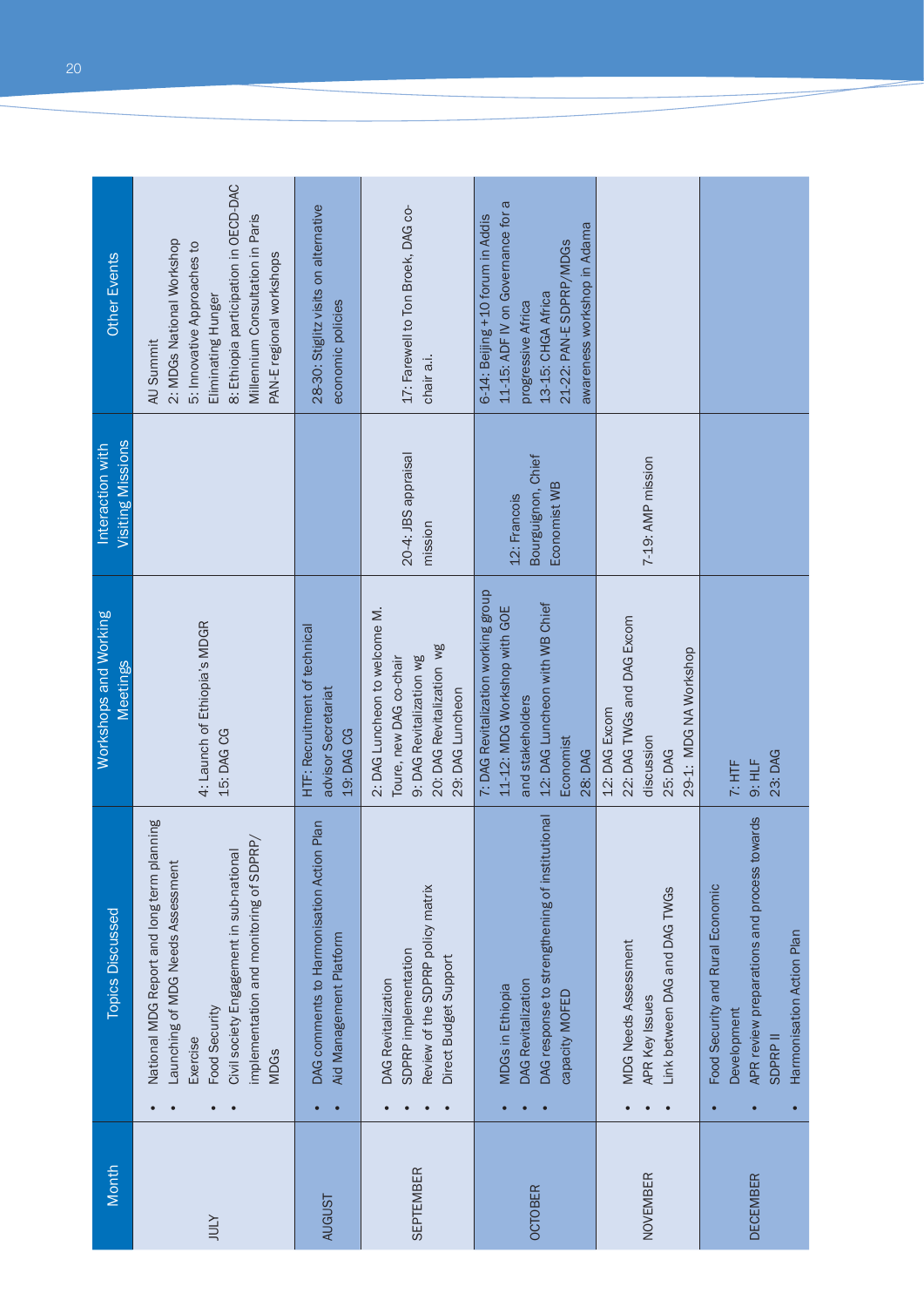| Month | Topics Discussed | Workshops and Working Meetings | Interaction with Visiting Missions | Other Events |
|---|---|---|---|---|
| JULY | • National MDG Report and long term planning<br>• Launching of MDG Needs Assessment Exercise<br>• Food Security<br>• Civil society Engagement in sub-national implementation and monitoring of SDPRP/MDGs | 4: Launch of Ethiopia's MDGR<br>15: DAG CG | | AU Summit<br>2: MDGs National Workshop<br>5: Innovative Approaches to Eliminating Hunger<br>8: Ethiopia participation in OECD-DAC Millennium Consultation in Paris<br>PAN-E regional workshops |
| AUGUST | • DAG comments to Harmonisation Action Plan<br>• Aid Management Platform | HTF: Recruitment of technical advisor Secretariat<br>19: DAG CG | | 28-30: Stiglitz visits on alternative economic policies |
| SEPTEMBER | • DAG Revitalization<br>• SDPRP implementation<br>• Review of the SDPRP policy matrix<br>• Direct Budget Support | 2: DAG Luncheon to welcome M. Toure, new DAG co-chair<br>9: DAG Revitalization wg<br>20: DAG Revitalization wg<br>29: DAG Luncheon | 20-4: JBS appraisal mission | 17: Farewell to Ton Broek, DAG co-chair a.i. |
| OCTOBER | • MDGs in Ethiopia<br>• DAG Revitalization<br>• DAG response to strengthening of institutional capacity MOFED | 7: DAG Revitalization working group<br>11-12: MDG Workshop with GOE and stakeholders<br>12: DAG Luncheon with WB Chief Economist<br>28: DAG | 12: Francois Bourguignon, Chief Economist WB | 6-14: Beijing +10 forum in Addis<br>11-15: ADF IV on Governance for a progressive Africa<br>13-15: CHGA Africa<br>21-22: PAN-E SDPRP/MDGs awareness workshop in Adama |
| NOVEMBER | • MDG Needs Assessment<br>• APR Key Issues<br>• Link between DAG and DAG TWGs | 12: DAG Excom<br>22: DAG TWGs and DAG Excom discussion<br>25: DAG<br>29-1: MDG NA Workshop | 7-19: AMP mission | |
| DECEMBER | • Food Security and Rural Economic Development<br>• APR review preparations and process towards SDPRP II<br>• Harmonisation Action Plan | 7: HTF<br>9: HLF<br>23: DAG | | |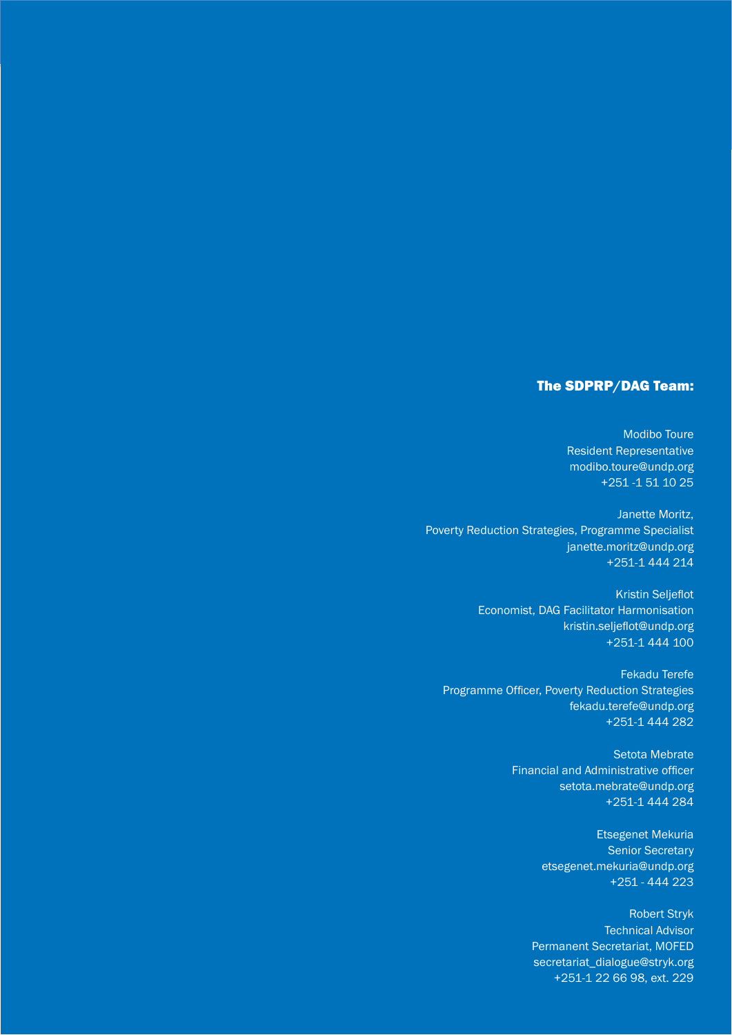## The SDPRP/DAG Team:

Modibo Toure
Resident Representative
modibo.toure@undp.org
+251 -1 51 10 25

Janette Moritz,
Poverty Reduction Strategies, Programme Specialist
janette.moritz@undp.org
+251-1 444 214

Kristin Seljeflot
Economist, DAG Facilitator Harmonisation
kristin.seljeflot@undp.org
+251-1 444 100

Fekadu Terefe
Programme Officer, Poverty Reduction Strategies
fekadu.terefe@undp.org
+251-1 444 282

Setota Mebrate
Financial and Administrative officer
setota.mebrate@undp.org
+251-1 444 284

Etsegenet Mekuria
Senior Secretary
etsegenet.mekuria@undp.org
+251 - 444 223

Robert Stryk
Technical Advisor
Permanent Secretariat, MOFED
secretariat_dialogue@stryk.org
+251-1 22 66 98, ext. 229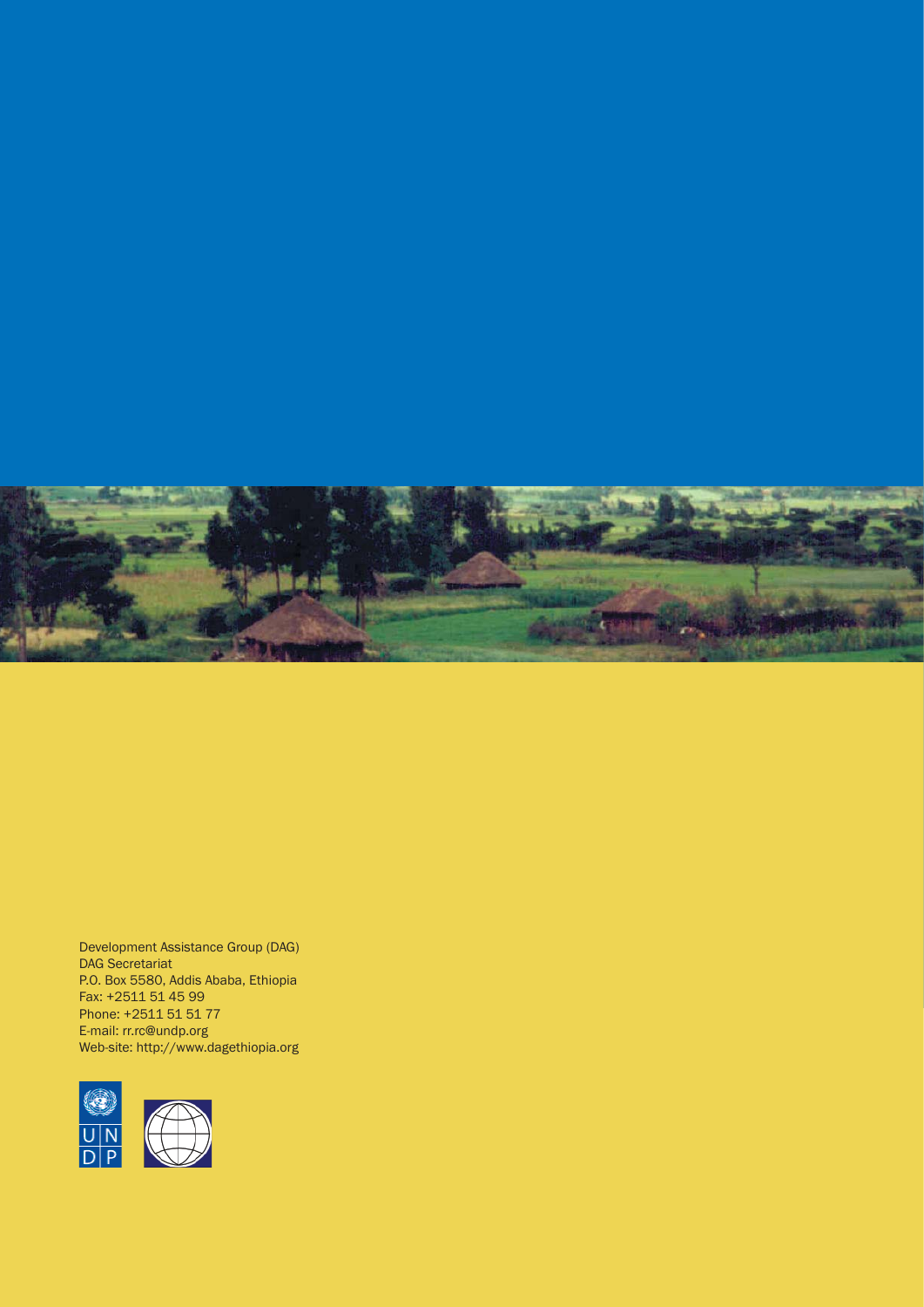Development Assistance Group (DAG)
DAG Secretariat
P.O. Box 5580, Addis Ababa, Ethiopia
Fax: +2511 51 45 99
Phone: +2511 51 51 77
E-mail: rr.rc@undp.org
Web-site: http://www.dagethiopia.org